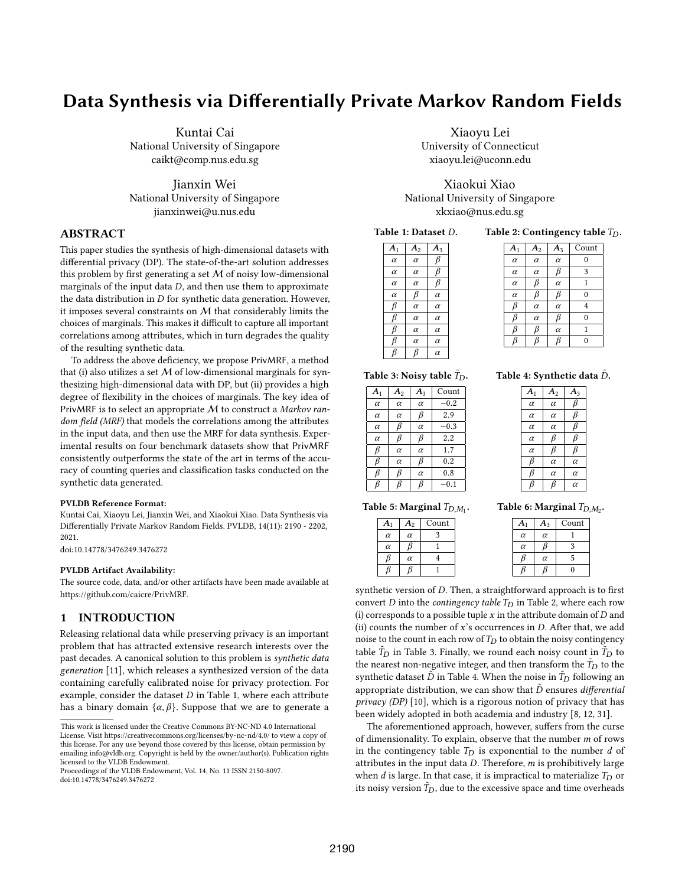# Data Synthesis via Differentially Private Markov Random Fields

Kuntai Cai
National University of Singapore
caikt@comp.nus.edu.sg

Xiaoyu Lei
University of Connecticut
xiaoyu.lei@uconn.edu

Jianxin Wei
National University of Singapore
jianxinwei@u.nus.edu

Xiaokui Xiao
National University of Singapore
xkxiao@nus.edu.sg

## ABSTRACT

This paper studies the synthesis of high-dimensional datasets with differential privacy (DP). The state-of-the-art solution addresses this problem by first generating a set $\mathcal{M}$ of noisy low-dimensional marginals of the input data $D$, and then use them to approximate the data distribution in $D$ for synthetic data generation. However, it imposes several constraints on $\mathcal{M}$ that considerably limits the choices of marginals. This makes it difficult to capture all important correlations among attributes, which in turn degrades the quality of the resulting synthetic data.

To address the above deficiency, we propose PrivMRF, a method that (i) also utilizes a set $\mathcal{M}$ of low-dimensional marginals for synthesizing high-dimensional data with DP, but (ii) provides a high degree of flexibility in the choices of marginals. The key idea of PrivMRF is to select an appropriate $\mathcal{M}$ to construct a *Markov random field (MRF)* that models the correlations among the attributes in the input data, and then use the MRF for data synthesis. Experimental results on four benchmark datasets show that PrivMRF consistently outperforms the state of the art in terms of the accuracy of counting queries and classification tasks conducted on the synthetic data generated.

**PVLDB Reference Format:**
Kuntai Cai, Xiaoyu Lei, Jianxin Wei, and Xiaokui Xiao. Data Synthesis via Differentially Private Markov Random Fields. PVLDB, 14(11): 2190 - 2202, 2021.
doi:10.14778/3476249.3476272

**PVLDB Artifact Availability:**
The source code, data, and/or other artifacts have been made available at https://github.com/caicre/PrivMRF.

## 1 INTRODUCTION

Releasing relational data while preserving privacy is an important problem that has attracted extensive research interests over the past decades. A canonical solution to this problem is *synthetic data generation* [11], which releases a synthesized version of the data containing carefully calibrated noise for privacy protection. For example, consider the dataset $D$ in Table 1, where each attribute has a binary domain $\{\alpha, \beta\}$. Suppose that we are to generate a

---

This work is licensed under the Creative Commons BY-NC-ND 4.0 International License. Visit https://creativecommons.org/licenses/by-nc-nd/4.0/ to view a copy of this license. For any use beyond those covered by this license, obtain permission by emailing info@vldb.org. Copyright is held by the owner/author(s). Publication rights licensed to the VLDB Endowment.
Proceedings of the VLDB Endowment, Vol. 14, No. 11 ISSN 2150-8097.
doi:10.14778/3476249.3476272

**Table 1: Dataset $D$.**

| $A_1$ | $A_2$ | $A_3$ |
|---|---|---|
| $\alpha$ | $\alpha$ | $\beta$ |
| $\alpha$ | $\alpha$ | $\beta$ |
| $\alpha$ | $\alpha$ | $\beta$ |
| $\alpha$ | $\beta$ | $\alpha$ |
| $\beta$ | $\alpha$ | $\alpha$ |
| $\beta$ | $\alpha$ | $\alpha$ |
| $\beta$ | $\alpha$ | $\alpha$ |
| $\beta$ | $\alpha$ | $\alpha$ |
| $\beta$ | $\beta$ | $\alpha$ |

**Table 2: Contingency table $T_D$.**

| $A_1$ | $A_2$ | $A_3$ | Count |
|---|---|---|---|
| $\alpha$ | $\alpha$ | $\alpha$ | 0 |
| $\alpha$ | $\alpha$ | $\beta$ | 3 |
| $\alpha$ | $\beta$ | $\alpha$ | 1 |
| $\alpha$ | $\beta$ | $\beta$ | 0 |
| $\beta$ | $\alpha$ | $\alpha$ | 4 |
| $\beta$ | $\alpha$ | $\beta$ | 0 |
| $\beta$ | $\beta$ | $\alpha$ | 1 |
| $\beta$ | $\beta$ | $\beta$ | 0 |

**Table 3: Noisy table $\tilde{T}_D$.**

| $A_1$ | $A_2$ | $A_3$ | Count |
|---|---|---|---|
| $\alpha$ | $\alpha$ | $\alpha$ | −0.2 |
| $\alpha$ | $\alpha$ | $\beta$ | 2.9 |
| $\alpha$ | $\beta$ | $\alpha$ | −0.3 |
| $\alpha$ | $\beta$ | $\beta$ | 2.2 |
| $\beta$ | $\alpha$ | $\alpha$ | 1.7 |
| $\beta$ | $\alpha$ | $\beta$ | 0.2 |
| $\beta$ | $\beta$ | $\alpha$ | 0.8 |
| $\beta$ | $\beta$ | $\beta$ | −0.1 |

**Table 4: Synthetic data $\tilde{D}$.**

| $A_1$ | $A_2$ | $A_3$ |
|---|---|---|
| $\alpha$ | $\alpha$ | $\beta$ |
| $\alpha$ | $\alpha$ | $\beta$ |
| $\alpha$ | $\alpha$ | $\beta$ |
| $\alpha$ | $\beta$ | $\beta$ |
| $\alpha$ | $\beta$ | $\beta$ |
| $\beta$ | $\alpha$ | $\alpha$ |
| $\beta$ | $\alpha$ | $\alpha$ |
| $\beta$ | $\beta$ | $\alpha$ |

**Table 5: Marginal $T_{D,M_1}$.**

| $A_1$ | $A_2$ | Count |
|---|---|---|
| $\alpha$ | $\alpha$ | 3 |
| $\alpha$ | $\beta$ | 1 |
| $\beta$ | $\alpha$ | 4 |
| $\beta$ | $\beta$ | 1 |

**Table 6: Marginal $T_{D,M_2}$.**

| $A_1$ | $A_3$ | Count |
|---|---|---|
| $\alpha$ | $\alpha$ | 1 |
| $\alpha$ | $\beta$ | 3 |
| $\beta$ | $\alpha$ | 5 |
| $\beta$ | $\beta$ | 0 |

synthetic version of $D$. Then, a straightforward approach is to first convert $D$ into the *contingency table* $T_D$ in Table 2, where each row (i) corresponds to a possible tuple $x$ in the attribute domain of $D$ and (ii) counts the number of $x$'s occurrences in $D$. After that, we add noise to the count in each row of $T_D$ to obtain the noisy contingency table $\tilde{T}_D$ in Table 3. Finally, we round each noisy count in $\tilde{T}_D$ to the nearest non-negative integer, and then transform the $\tilde{T}_D$ to the synthetic dataset $\tilde{D}$ in Table 4. When the noise in $\tilde{T}_D$ following an appropriate distribution, we can show that $\tilde{D}$ ensures *differential privacy (DP)* [10], which is a rigorous notion of privacy that has been widely adopted in both academia and industry [8, 12, 31].

The aforementioned approach, however, suffers from the curse of dimensionality. To explain, observe that the number $m$ of rows in the contingency table $T_D$ is exponential to the number $d$ of attributes in the input data $D$. Therefore, $m$ is prohibitively large when $d$ is large. In that case, it is impractical to materialize $T_D$ or its noisy version $\tilde{T}_D$, due to the excessive space and time overheads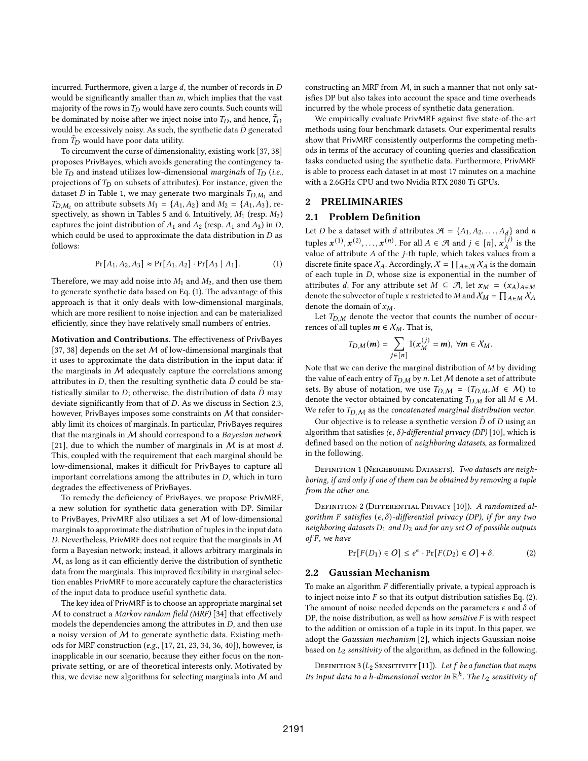incurred. Furthermore, given a large $d$, the number of records in $D$ would be significantly smaller than $m$, which implies that the vast majority of the rows in $T_D$ would have zero counts. Such counts will be dominated by noise after we inject noise into $T_D$, and hence, $\tilde{T}_D$ would be excessively noisy. As such, the synthetic data $\tilde{D}$ generated from $\tilde{T}_D$ would have poor data utility.

To circumvent the curse of dimensionality, existing work [37, 38] proposes PrivBayes, which avoids generating the contingency table $T_D$ and instead utilizes low-dimensional *marginals* of $T_D$ (*i.e.*, projections of $T_D$ on subsets of attributes). For instance, given the dataset $D$ in Table 1, we may generate two marginals $T_{D,M_1}$ and $T_{D,M_2}$ on attribute subsets $M_1 = \{A_1, A_2\}$ and $M_2 = \{A_1, A_3\}$, respectively, as shown in Tables 5 and 6. Intuitively, $M_1$ (resp. $M_2$) captures the joint distribution of $A_1$ and $A_2$ (resp. $A_1$ and $A_3$) in $D$, which could be used to approximate the data distribution in $D$ as follows:

$$\Pr[A_1, A_2, A_3] \approx \Pr[A_1, A_2] \cdot \Pr[A_3 \mid A_1]. \tag{1}$$

Therefore, we may add noise into $M_1$ and $M_2$, and then use them to generate synthetic data based on Eq. (1). The advantage of this approach is that it only deals with low-dimensional marginals, which are more resilient to noise injection and can be materialized efficiently, since they have relatively small numbers of entries.

**Motivation and Contributions.** The effectiveness of PrivBayes [37, 38] depends on the set $\mathcal{M}$ of low-dimensional marginals that it uses to approximate the data distribution in the input data: if the marginals in $\mathcal{M}$ adequately capture the correlations among attributes in $D$, then the resulting synthetic data $\tilde{D}$ could be statistically similar to $D$; otherwise, the distribution of data $\tilde{D}$ may deviate significantly from that of $D$. As we discuss in Section 2.3, however, PrivBayes imposes some constraints on $\mathcal{M}$ that considerably limit its choices of marginals. In particular, PrivBayes requires that the marginals in $\mathcal{M}$ should correspond to a *Bayesian network* [21], due to which the number of marginals in $\mathcal{M}$ is at most $d$. This, coupled with the requirement that each marginal should be low-dimensional, makes it difficult for PrivBayes to capture all important correlations among the attributes in $D$, which in turn degrades the effectiveness of PrivBayes.

To remedy the deficiency of PrivBayes, we propose PrivMRF, a new solution for synthetic data generation with DP. Similar to PrivBayes, PrivMRF also utilizes a set $\mathcal{M}$ of low-dimensional marginals to approximate the distribution of tuples in the input data $D$. Nevertheless, PrivMRF does not require that the marginals in $\mathcal{M}$ form a Bayesian network; instead, it allows arbitrary marginals in $\mathcal{M}$, as long as it can efficiently derive the distribution of synthetic data from the marginals. This improved flexibility in marginal selection enables PrivMRF to more accurately capture the characteristics of the input data to produce useful synthetic data.

The key idea of PrivMRF is to choose an appropriate marginal set $\mathcal{M}$ to construct a *Markov random field (MRF)* [34] that effectively models the dependencies among the attributes in $D$, and then use a noisy version of $\mathcal{M}$ to generate synthetic data. Existing methods for MRF construction (*e.g.*, [17, 21, 23, 34, 36, 40]), however, is inapplicable in our scenario, because they either focus on the non-private setting, or are of theoretical interests only. Motivated by this, we devise new algorithms for selecting marginals into $\mathcal{M}$ and constructing an MRF from $\mathcal{M}$, in such a manner that not only satisfies DP but also takes into account the space and time overheads incurred by the whole process of synthetic data generation.

We empirically evaluate PrivMRF against five state-of-the-art methods using four benchmark datasets. Our experimental results show that PrivMRF consistently outperforms the competing methods in terms of the accuracy of counting queries and classification tasks conducted using the synthetic data. Furthermore, PrivMRF is able to process each dataset in at most 17 minutes on a machine with a 2.6GHz CPU and two Nvidia RTX 2080 Ti GPUs.

## 2 PRELIMINARIES

### 2.1 Problem Definition

Let $D$ be a dataset with $d$ attributes $\mathcal{A} = \{A_1, A_2, \ldots, A_d\}$ and $n$ tuples $\boldsymbol{x}^{(1)}, \boldsymbol{x}^{(2)}, \ldots, \boldsymbol{x}^{(n)}$. For all $A \in \mathcal{A}$ and $j \in [n]$, $\boldsymbol{x}_A^{(j)}$ is the value of attribute $A$ of the $j$-th tuple, which takes values from a discrete finite space $\mathcal{X}_A$. Accordingly, $\mathcal{X} = \prod_{A \in \mathcal{A}} \mathcal{X}_A$ is the domain of each tuple in $D$, whose size is exponential in the number of attributes $d$. For any attribute set $M \subseteq \mathcal{A}$, let $\boldsymbol{x}_M = (x_A)_{A \in M}$ denote the subvector of tuple $x$ restricted to $M$ and $\mathcal{X}_M = \prod_{A \in M} \mathcal{X}_A$ denote the domain of $x_M$.

Let $T_{D,M}$ denote the vector that counts the number of occurrences of all tuples $\boldsymbol{m} \in \mathcal{X}_M$. That is,

$$T_{D,M}(\boldsymbol{m}) = \sum_{j \in [n]} \mathbb{I}(\boldsymbol{x}_M^{(j)} = \boldsymbol{m}), \; \forall \boldsymbol{m} \in \mathcal{X}_M.$$

Note that we can derive the marginal distribution of $M$ by dividing the value of each entry of $T_{D,M}$ by $n$. Let $\mathcal{M}$ denote a set of attribute sets. By abuse of notation, we use $T_{D,\mathcal{M}} = (T_{D,M}, M \in \mathcal{M})$ to denote the vector obtained by concatenating $T_{D,M}$ for all $M \in \mathcal{M}$. We refer to $T_{D,\mathcal{M}}$ as the *concatenated marginal distribution vector*.

Our objective is to release a synthetic version $\tilde{D}$ of $D$ using an algorithm that satisfies *($\epsilon$, $\delta$)-differential privacy (DP)* [10], which is defined based on the notion of *neighboring datasets*, as formalized in the following.

Definition 1 (Neighboring Datasets). *Two datasets are neighboring, if and only if one of them can be obtained by removing a tuple from the other one.*

Definition 2 (Differential Privacy [10]). *A randomized algorithm $F$ satisfies $(\epsilon, \delta)$-differential privacy (DP), if for any two neighboring datasets $D_1$ and $D_2$ and for any set $O$ of possible outputs of $F$, we have*

$$\Pr[F(D_1) \in O] \leq e^{\epsilon} \cdot \Pr[F(D_2) \in O] + \delta. \tag{2}$$

### 2.2 Gaussian Mechanism

To make an algorithm $F$ differentially private, a typical approach is to inject noise into $F$ so that its output distribution satisfies Eq. (2). The amount of noise needed depends on the parameters $\epsilon$ and $\delta$ of DP, the noise distribution, as well as how *sensitive* $F$ is with respect to the addition or omission of a tuple in its input. In this paper, we adopt the *Gaussian mechanism* [2], which injects Gaussian noise based on $L_2$ *sensitivity* of the algorithm, as defined in the following.

Definition 3 ($L_2$ Sensitivity [11]). *Let $f$ be a function that maps its input data to a $h$-dimensional vector in $\mathbb{R}^h$. The $L_2$ sensitivity of*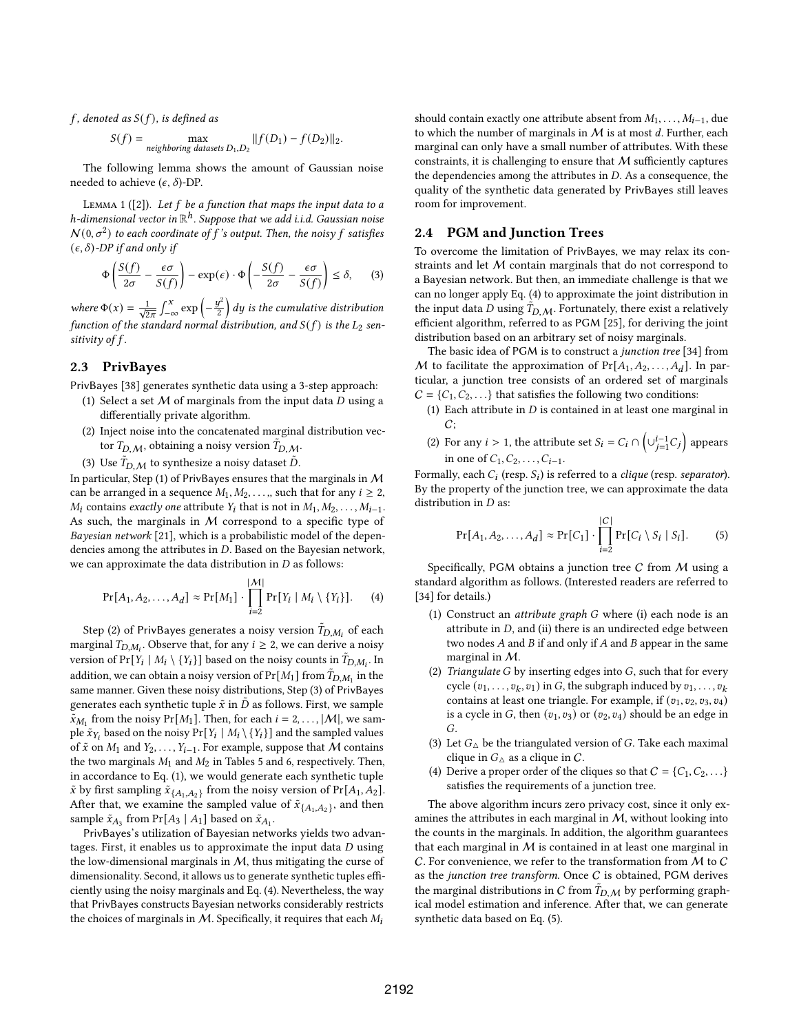$f$, denoted as $S(f)$, is defined as

$$S(f) = \max_{\textit{neighboring datasets } D_1, D_2} \|f(D_1) - f(D_2)\|_2.$$

The following lemma shows the amount of Gaussian noise needed to achieve $(\epsilon, \delta)$-DP.

Lemma 1 ([2]). *Let $f$ be a function that maps the input data to a $h$-dimensional vector in $\mathbb{R}^h$. Suppose that we add i.i.d. Gaussian noise $\mathcal{N}(0, \sigma^2)$ to each coordinate of $f$'s output. Then, the noisy $f$ satisfies $(\epsilon, \delta)$-DP if and only if*

$$\Phi\left(\frac{S(f)}{2\sigma} - \frac{\epsilon\sigma}{S(f)}\right) - \exp(\epsilon) \cdot \Phi\left(-\frac{S(f)}{2\sigma} - \frac{\epsilon\sigma}{S(f)}\right) \leq \delta, \quad (3)$$

*where $\Phi(x) = \frac{1}{\sqrt{2\pi}} \int_{-\infty}^{x} \exp\left(-\frac{y^2}{2}\right) dy$ is the cumulative distribution function of the standard normal distribution, and $S(f)$ is the $L_2$ sensitivity of $f$.*

## 2.3 PrivBayes

PrivBayes [38] generates synthetic data using a 3-step approach:

1. Select a set $\mathcal{M}$ of marginals from the input data $D$ using a differentially private algorithm.
2. Inject noise into the concatenated marginal distribution vector $T_{D,\mathcal{M}}$, obtaining a noisy version $\tilde{T}_{D,\mathcal{M}}$.
3. Use $\tilde{T}_{D,\mathcal{M}}$ to synthesize a noisy dataset $\tilde{D}$.

In particular, Step (1) of PrivBayes ensures that the marginals in $\mathcal{M}$ can be arranged in a sequence $M_1, M_2, \ldots,$, such that for any $i \geq 2$, $M_i$ contains *exactly one* attribute $Y_i$ that is not in $M_1, M_2, \ldots, M_{i-1}$. As such, the marginals in $\mathcal{M}$ correspond to a specific type of *Bayesian network* [21], which is a probabilistic model of the dependencies among the attributes in $D$. Based on the Bayesian network, we can approximate the data distribution in $D$ as follows:

$$\Pr[A_1, A_2, \ldots, A_d] \approx \Pr[M_1] \cdot \prod_{i=2}^{|\mathcal{M}|} \Pr[Y_i \mid M_i \setminus \{Y_i\}]. \quad (4)$$

Step (2) of PrivBayes generates a noisy version $\tilde{T}_{D,M_i}$ of each marginal $T_{D,M_i}$. Observe that, for any $i \geq 2$, we can derive a noisy version of $\Pr[Y_i \mid M_i \setminus \{Y_i\}]$ based on the noisy counts in $\tilde{T}_{D,M_i}$. In addition, we can obtain a noisy version of $\Pr[M_1]$ from $\tilde{T}_{D,M_1}$ in the same manner. Given these noisy distributions, Step (3) of PrivBayes generates each synthetic tuple $\tilde{x}$ in $\tilde{D}$ as follows. First, we sample $\tilde{x}_{M_1}$ from the noisy $\Pr[M_1]$. Then, for each $i = 2, \ldots, |\mathcal{M}|$, we sample $\tilde{x}_{Y_i}$ based on the noisy $\Pr[Y_i \mid M_i \setminus \{Y_i\}]$ and the sampled values of $\tilde{x}$ on $M_1$ and $Y_2, \ldots, Y_{i-1}$. For example, suppose that $\mathcal{M}$ contains the two marginals $M_1$ and $M_2$ in Tables 5 and 6, respectively. Then, in accordance to Eq. (1), we would generate each synthetic tuple $\tilde{x}$ by first sampling $\tilde{x}_{\{A_1,A_2\}}$ from the noisy version of $\Pr[A_1, A_2]$. After that, we examine the sampled value of $\tilde{x}_{\{A_1,A_2\}}$, and then sample $\tilde{x}_{A_3}$ from $\Pr[A_3 \mid A_1]$ based on $\tilde{x}_{A_1}$.

PrivBayes's utilization of Bayesian networks yields two advantages. First, it enables us to approximate the input data $D$ using the low-dimensional marginals in $\mathcal{M}$, thus mitigating the curse of dimensionality. Second, it allows us to generate synthetic tuples efficiently using the noisy marginals and Eq. (4). Nevertheless, the way that PrivBayes constructs Bayesian networks considerably restricts the choices of marginals in $\mathcal{M}$. Specifically, it requires that each $M_i$ should contain exactly one attribute absent from $M_1, \ldots, M_{i-1}$, due to which the number of marginals in $\mathcal{M}$ is at most $d$. Further, each marginal can only have a small number of attributes. With these constraints, it is challenging to ensure that $\mathcal{M}$ sufficiently captures the dependencies among the attributes in $D$. As a consequence, the quality of the synthetic data generated by PrivBayes still leaves room for improvement.

## 2.4 PGM and Junction Trees

To overcome the limitation of PrivBayes, we may relax its constraints and let $\mathcal{M}$ contain marginals that do not correspond to a Bayesian network. But then, an immediate challenge is that we can no longer apply Eq. (4) to approximate the joint distribution in the input data $D$ using $\tilde{T}_{D,\mathcal{M}}$. Fortunately, there exist a relatively efficient algorithm, referred to as PGM [25], for deriving the joint distribution based on an arbitrary set of noisy marginals.

The basic idea of PGM is to construct a *junction tree* [34] from $\mathcal{M}$ to facilitate the approximation of $\Pr[A_1, A_2, \ldots, A_d]$. In particular, a junction tree consists of an ordered set of marginals $C = \{C_1, C_2, \ldots\}$ that satisfies the following two conditions:

1. Each attribute in $D$ is contained in at least one marginal in $C$;
2. For any $i > 1$, the attribute set $S_i = C_i \cap \left(\cup_{j=1}^{i-1} C_j\right)$ appears in one of $C_1, C_2, \ldots, C_{i-1}$.

Formally, each $C_i$ (resp. $S_i$) is referred to a *clique* (resp. *separator*). By the property of the junction tree, we can approximate the data distribution in $D$ as:

$$\Pr[A_1, A_2, \ldots, A_d] \approx \Pr[C_1] \cdot \prod_{i=2}^{|C|} \Pr[C_i \setminus S_i \mid S_i]. \quad (5)$$

Specifically, PGM obtains a junction tree $C$ from $\mathcal{M}$ using a standard algorithm as follows. (Interested readers are referred to [34] for details.)

1. Construct an *attribute graph* $G$ where (i) each node is an attribute in $D$, and (ii) there is an undirected edge between two nodes $A$ and $B$ if and only if $A$ and $B$ appear in the same marginal in $\mathcal{M}$.
2. *Triangulate* $G$ by inserting edges into $G$, such that for every cycle $(v_1, \ldots, v_k, v_1)$ in $G$, the subgraph induced by $v_1, \ldots, v_k$ contains at least one triangle. For example, if $(v_1, v_2, v_3, v_4)$ is a cycle in $G$, then $(v_1, v_3)$ or $(v_2, v_4)$ should be an edge in $G$.
3. Let $G_\triangle$ be the triangulated version of $G$. Take each maximal clique in $G_\triangle$ as a clique in $C$.
4. Derive a proper order of the cliques so that $C = \{C_1, C_2, \ldots\}$ satisfies the requirements of a junction tree.

The above algorithm incurs zero privacy cost, since it only examines the attributes in each marginal in $\mathcal{M}$, without looking into the counts in the marginals. In addition, the algorithm guarantees that each marginal in $\mathcal{M}$ is contained in at least one marginal in $C$. For convenience, we refer to the transformation from $\mathcal{M}$ to $C$ as the *junction tree transform.* Once $C$ is obtained, PGM derives the marginal distributions in $C$ from $\tilde{T}_{D,\mathcal{M}}$ by performing graphical model estimation and inference. After that, we can generate synthetic data based on Eq. (5).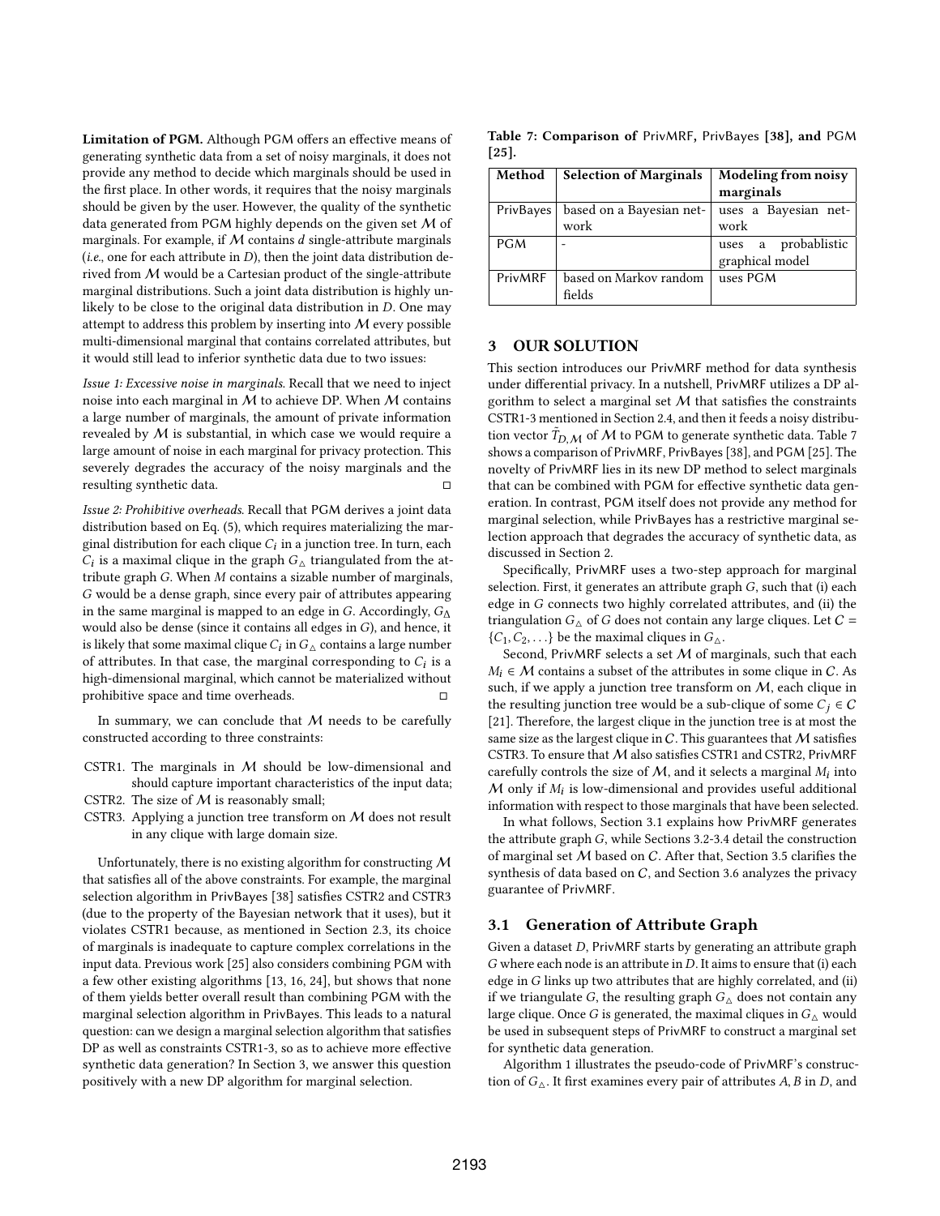**Limitation of PGM.** Although PGM offers an effective means of generating synthetic data from a set of noisy marginals, it does not provide any method to decide which marginals should be used in the first place. In other words, it requires that the noisy marginals should be given by the user. However, the quality of the synthetic data generated from PGM highly depends on the given set $\mathcal{M}$ of marginals. For example, if $\mathcal{M}$ contains $d$ single-attribute marginals (*i.e.*, one for each attribute in $D$), then the joint data distribution derived from $\mathcal{M}$ would be a Cartesian product of the single-attribute marginal distributions. Such a joint data distribution is highly unlikely to be close to the original data distribution in $D$. One may attempt to address this problem by inserting into $\mathcal{M}$ every possible multi-dimensional marginal that contains correlated attributes, but it would still lead to inferior synthetic data due to two issues:

*Issue 1: Excessive noise in marginals.* Recall that we need to inject noise into each marginal in $\mathcal{M}$ to achieve DP. When $\mathcal{M}$ contains a large number of marginals, the amount of private information revealed by $\mathcal{M}$ is substantial, in which case we would require a large amount of noise in each marginal for privacy protection. This severely degrades the accuracy of the noisy marginals and the resulting synthetic data. □

*Issue 2: Prohibitive overheads.* Recall that PGM derives a joint data distribution based on Eq. (5), which requires materializing the marginal distribution for each clique $C_i$ in a junction tree. In turn, each $C_i$ is a maximal clique in the graph $G_\triangle$ triangulated from the attribute graph $G$. When $M$ contains a sizable number of marginals, $G$ would be a dense graph, since every pair of attributes appearing in the same marginal is mapped to an edge in $G$. Accordingly, $G_\Delta$ would also be dense (since it contains all edges in $G$), and hence, it is likely that some maximal clique $C_i$ in $G_\triangle$ contains a large number of attributes. In that case, the marginal corresponding to $C_i$ is a high-dimensional marginal, which cannot be materialized without prohibitive space and time overheads. □

In summary, we can conclude that $\mathcal{M}$ needs to be carefully constructed according to three constraints:

- CSTR1. The marginals in $\mathcal{M}$ should be low-dimensional and should capture important characteristics of the input data;
- CSTR2. The size of $\mathcal{M}$ is reasonably small;
- CSTR3. Applying a junction tree transform on $\mathcal{M}$ does not result in any clique with large domain size.

Unfortunately, there is no existing algorithm for constructing $\mathcal{M}$ that satisfies all of the above constraints. For example, the marginal selection algorithm in PrivBayes [38] satisfies CSTR2 and CSTR3 (due to the property of the Bayesian network that it uses), but it violates CSTR1 because, as mentioned in Section 2.3, its choice of marginals is inadequate to capture complex correlations in the input data. Previous work [25] also considers combining PGM with a few other existing algorithms [13, 16, 24], but shows that none of them yields better overall result than combining PGM with the marginal selection algorithm in PrivBayes. This leads to a natural question: can we design a marginal selection algorithm that satisfies DP as well as constraints CSTR1-3, so as to achieve more effective synthetic data generation? In Section 3, we answer this question positively with a new DP algorithm for marginal selection.

**Table 7: Comparison of** PrivMRF**,** PrivBayes **[38], and** PGM **[25].**

| Method | Selection of Marginals | Modeling from noisy marginals |
|---|---|---|
| PrivBayes | based on a Bayesian network | uses a Bayesian network |
| PGM | - | uses a probablistic graphical model |
| PrivMRF | based on Markov random fields | uses PGM |

## 3 OUR SOLUTION

This section introduces our PrivMRF method for data synthesis under differential privacy. In a nutshell, PrivMRF utilizes a DP algorithm to select a marginal set $\mathcal{M}$ that satisfies the constraints CSTR1-3 mentioned in Section 2.4, and then it feeds a noisy distribution vector $\tilde{T}_{D,\mathcal{M}}$ of $\mathcal{M}$ to PGM to generate synthetic data. Table 7 shows a comparison of PrivMRF, PrivBayes [38], and PGM [25]. The novelty of PrivMRF lies in its new DP method to select marginals that can be combined with PGM for effective synthetic data generation. In contrast, PGM itself does not provide any method for marginal selection, while PrivBayes has a restrictive marginal selection approach that degrades the accuracy of synthetic data, as discussed in Section 2.

Specifically, PrivMRF uses a two-step approach for marginal selection. First, it generates an attribute graph $G$, such that (i) each edge in $G$ connects two highly correlated attributes, and (ii) the triangulation $G_\triangle$ of $G$ does not contain any large cliques. Let $\mathcal{C} = \{C_1, C_2, \ldots\}$ be the maximal cliques in $G_\triangle$.

Second, PrivMRF selects a set $\mathcal{M}$ of marginals, such that each $M_i \in \mathcal{M}$ contains a subset of the attributes in some clique in $\mathcal{C}$. As such, if we apply a junction tree transform on $\mathcal{M}$, each clique in the resulting junction tree would be a sub-clique of some $C_j \in \mathcal{C}$ [21]. Therefore, the largest clique in the junction tree is at most the same size as the largest clique in $\mathcal{C}$. This guarantees that $\mathcal{M}$ satisfies CSTR3. To ensure that $\mathcal{M}$ also satisfies CSTR1 and CSTR2, PrivMRF carefully controls the size of $\mathcal{M}$, and it selects a marginal $M_i$ into $\mathcal{M}$ only if $M_i$ is low-dimensional and provides useful additional information with respect to those marginals that have been selected.

In what follows, Section 3.1 explains how PrivMRF generates the attribute graph $G$, while Sections 3.2-3.4 detail the construction of marginal set $\mathcal{M}$ based on $\mathcal{C}$. After that, Section 3.5 clarifies the synthesis of data based on $\mathcal{C}$, and Section 3.6 analyzes the privacy guarantee of PrivMRF.

### 3.1 Generation of Attribute Graph

Given a dataset $D$, PrivMRF starts by generating an attribute graph $G$ where each node is an attribute in $D$. It aims to ensure that (i) each edge in $G$ links up two attributes that are highly correlated, and (ii) if we triangulate $G$, the resulting graph $G_\triangle$ does not contain any large clique. Once $G$ is generated, the maximal cliques in $G_\triangle$ would be used in subsequent steps of PrivMRF to construct a marginal set for synthetic data generation.

Algorithm 1 illustrates the pseudo-code of PrivMRF's construction of $G_\triangle$. It first examines every pair of attributes $A, B$ in $D$, and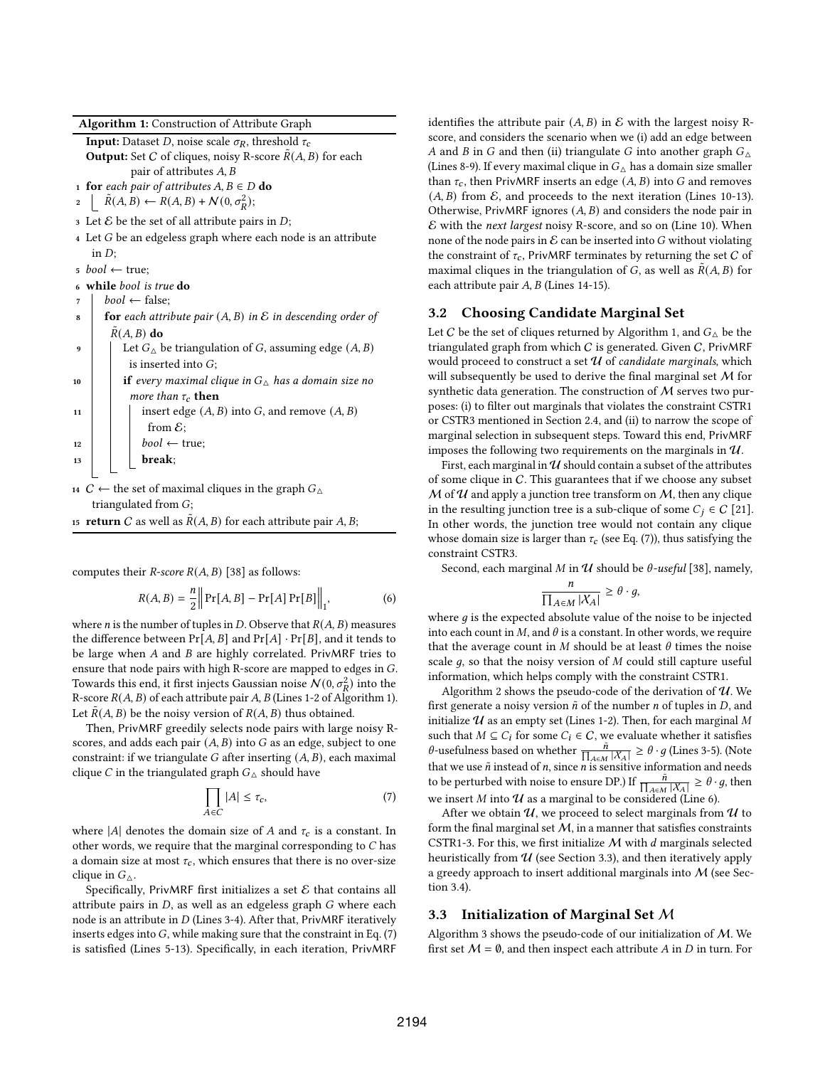**Algorithm 1:** Construction of Attribute Graph

```
Input: Dataset D, noise scale σ_R, threshold τ_c
Output: Set C of cliques, noisy R-score R̃(A, B) for each
        pair of attributes A, B
1  for each pair of attributes A, B ∈ D do
2      R̃(A, B) ← R(A, B) + N(0, σ_R^2);
3  Let E be the set of all attribute pairs in D;
4  Let G be an edgeless graph where each node is an attribute
   in D;
5  bool ← true;
6  while bool is true do
7      bool ← false;
8      for each attribute pair (A, B) in E in descending order of
       R̃(A, B) do
9          Let G_△ be triangulation of G, assuming edge (A, B)
           is inserted into G;
10         if every maximal clique in G_△ has a domain size no
           more than τ_c then
11             insert edge (A, B) into G, and remove (A, B)
               from E;
12             bool ← true;
13             break;
14 C ← the set of maximal cliques in the graph G_△
   triangulated from G;
15 return C as well as R̃(A, B) for each attribute pair A, B;
```

computes their *R-score* $R(A, B)$ [38] as follows:

$$R(A, B) = \frac{n}{2}\Big\| \Pr[A, B] - \Pr[A]\Pr[B] \Big\|_1, \tag{6}$$

where $n$ is the number of tuples in $D$. Observe that $R(A, B)$ measures the difference between $\Pr[A, B]$ and $\Pr[A] \cdot \Pr[B]$, and it tends to be large when $A$ and $B$ are highly correlated. PrivMRF tries to ensure that node pairs with high R-score are mapped to edges in $G$. Towards this end, it first injects Gaussian noise $\mathcal{N}(0, \sigma_R^2)$ into the R-score $R(A, B)$ of each attribute pair $A, B$ (Lines 1-2 of Algorithm 1). Let $\tilde{R}(A, B)$ be the noisy version of $R(A, B)$ thus obtained.

Then, PrivMRF greedily selects node pairs with large noisy R-scores, and adds each pair $(A, B)$ into $G$ as an edge, subject to one constraint: if we triangulate $G$ after inserting $(A, B)$, each maximal clique $C$ in the triangulated graph $G_\triangle$ should have

$$\prod_{A \in C} |A| \le \tau_c, \tag{7}$$

where $|A|$ denotes the domain size of $A$ and $\tau_c$ is a constant. In other words, we require that the marginal corresponding to $C$ has a domain size at most $\tau_c$, which ensures that there is no over-size clique in $G_\triangle$.

Specifically, PrivMRF first initializes a set $\mathcal{E}$ that contains all attribute pairs in $D$, as well as an edgeless graph $G$ where each node is an attribute in $D$ (Lines 3-4). After that, PrivMRF iteratively inserts edges into $G$, while making sure that the constraint in Eq. (7) is satisfied (Lines 5-13). Specifically, in each iteration, PrivMRF identifies the attribute pair $(A, B)$ in $\mathcal{E}$ with the largest noisy R-score, and considers the scenario when we (i) add an edge between $A$ and $B$ in $G$ and then (ii) triangulate $G$ into another graph $G_\triangle$ (Lines 8-9). If every maximal clique in $G_\triangle$ has a domain size smaller than $\tau_c$, then PrivMRF inserts an edge $(A, B)$ into $G$ and removes $(A, B)$ from $\mathcal{E}$, and proceeds to the next iteration (Lines 10-13). Otherwise, PrivMRF ignores $(A, B)$ and considers the node pair in $\mathcal{E}$ with the *next largest* noisy R-score, and so on (Line 10). When none of the node pairs in $\mathcal{E}$ can be inserted into $G$ without violating the constraint of $\tau_c$, PrivMRF terminates by returning the set $C$ of maximal cliques in the triangulation of $G$, as well as $\tilde{R}(A, B)$ for each attribute pair $A, B$ (Lines 14-15).

## 3.2 Choosing Candidate Marginal Set

Let $C$ be the set of cliques returned by Algorithm 1, and $G_\triangle$ be the triangulated graph from which $C$ is generated. Given $C$, PrivMRF would proceed to construct a set $\mathcal{U}$ of *candidate marginals*, which will subsequently be used to derive the final marginal set $\mathcal{M}$ for synthetic data generation. The construction of $\mathcal{M}$ serves two purposes: (i) to filter out marginals that violates the constraint CSTR1 or CSTR3 mentioned in Section 2.4, and (ii) to narrow the scope of marginal selection in subsequent steps. Toward this end, PrivMRF imposes the following two requirements on the marginals in $\mathcal{U}$.

First, each marginal in $\mathcal{U}$ should contain a subset of the attributes of some clique in $C$. This guarantees that if we choose any subset $\mathcal{M}$ of $\mathcal{U}$ and apply a junction tree transform on $\mathcal{M}$, then any clique in the resulting junction tree is a sub-clique of some $C_j \in C$ [21]. In other words, the junction tree would not contain any clique whose domain size is larger than $\tau_c$ (see Eq. (7)), thus satisfying the constraint CSTR3.

Second, each marginal $M$ in $\mathcal{U}$ should be $\theta$*-useful* [38], namely,

$$\frac{n}{\prod_{A \in M} |X_A|} \ge \theta \cdot g,$$

where $g$ is the expected absolute value of the noise to be injected into each count in $M$, and $\theta$ is a constant. In other words, we require that the average count in $M$ should be at least $\theta$ times the noise scale $g$, so that the noisy version of $M$ could still capture useful information, which helps comply with the constraint CSTR1.

Algorithm 2 shows the pseudo-code of the derivation of $\mathcal{U}$. We first generate a noisy version $\tilde{n}$ of the number $n$ of tuples in $D$, and initialize $\mathcal{U}$ as an empty set (Lines 1-2). Then, for each marginal $M$ such that $M \subseteq C_i$ for some $C_i \in C$, we evaluate whether it satisfies $\theta$-usefulness based on whether $\frac{\tilde{n}}{\prod_{A \in M} |X_A|} \ge \theta \cdot g$ (Lines 3-5). (Note that we use $\tilde{n}$ instead of $n$, since $n$ is sensitive information and needs to be perturbed with noise to ensure DP.) If $\frac{\tilde{n}}{\prod_{A \in M} |X_A|} \ge \theta \cdot g$, then we insert $M$ into $\mathcal{U}$ as a marginal to be considered (Line 6).

After we obtain $\mathcal{U}$, we proceed to select marginals from $\mathcal{U}$ to form the final marginal set $\mathcal{M}$, in a manner that satisfies constraints CSTR1-3. For this, we first initialize $\mathcal{M}$ with $d$ marginals selected heuristically from $\mathcal{U}$ (see Section 3.3), and then iteratively apply a greedy approach to insert additional marginals into $\mathcal{M}$ (see Section 3.4).

## 3.3 Initialization of Marginal Set $\mathcal{M}$

Algorithm 3 shows the pseudo-code of our initialization of $\mathcal{M}$. We first set $\mathcal{M} = \emptyset$, and then inspect each attribute $A$ in $D$ in turn. For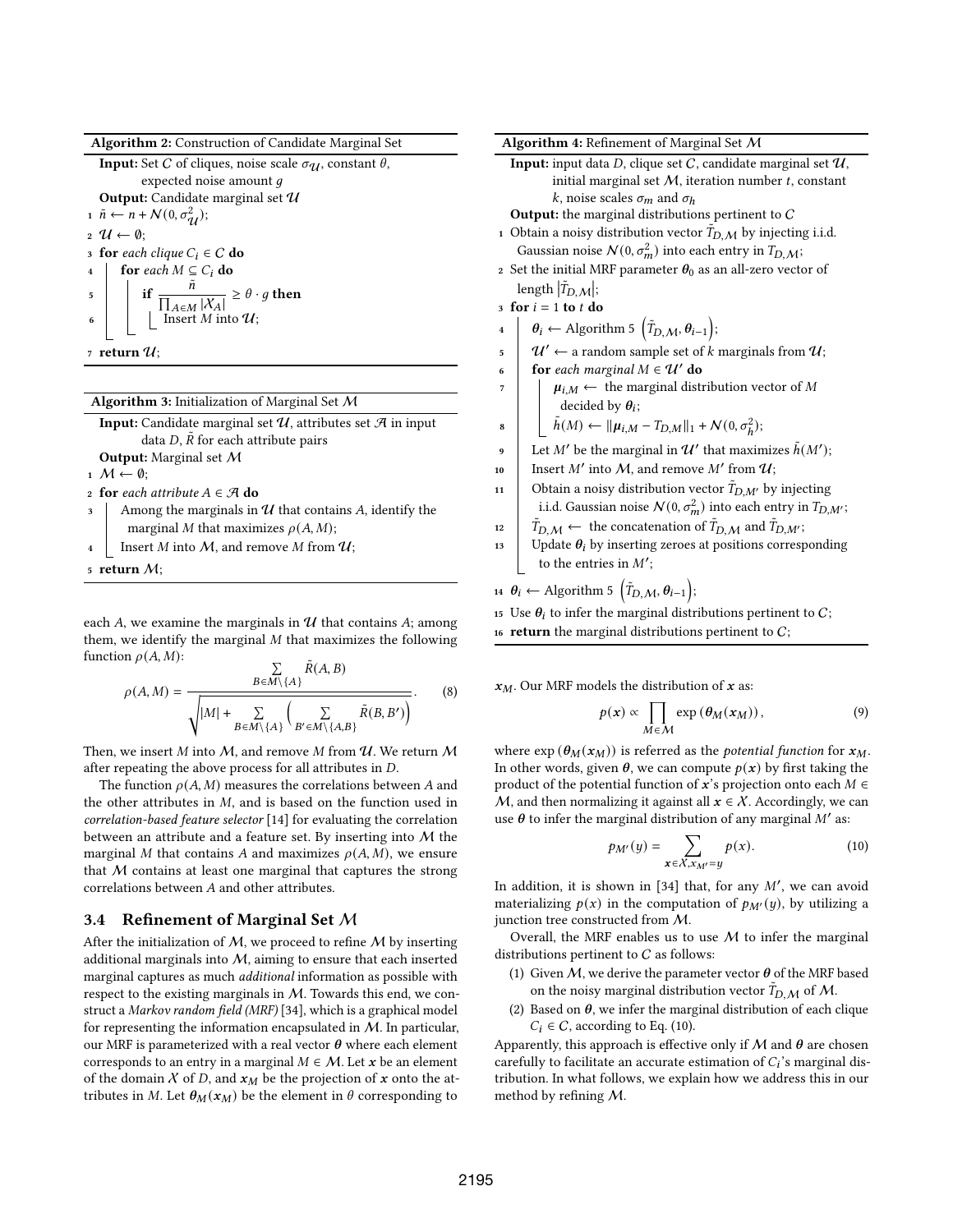**Algorithm 2:** Construction of Candidate Marginal Set

**Input:** Set $C$ of cliques, noise scale $\sigma_{\mathcal{U}}$, constant $\theta$, expected noise amount $g$

**Output:** Candidate marginal set $\mathcal{U}$

1. $\tilde{n} \leftarrow n + \mathcal{N}(0, \sigma_{\mathcal{U}}^2)$;
2. $\mathcal{U} \leftarrow \emptyset$;
3. **for** *each clique* $C_i \in C$ **do**
4. &nbsp;&nbsp;&nbsp;&nbsp;**for** *each* $M \subseteq C_i$ **do**
5. &nbsp;&nbsp;&nbsp;&nbsp;&nbsp;&nbsp;&nbsp;&nbsp;**if** $\frac{\tilde{n}}{\prod_{A \in M} |\mathcal{X}_A|} \geq \theta \cdot g$ **then**
6. &nbsp;&nbsp;&nbsp;&nbsp;&nbsp;&nbsp;&nbsp;&nbsp;&nbsp;&nbsp;&nbsp;&nbsp;Insert $M$ into $\mathcal{U}$;
7. **return** $\mathcal{U}$;

**Algorithm 3:** Initialization of Marginal Set $\mathcal{M}$

**Input:** Candidate marginal set $\mathcal{U}$, attributes set $\mathcal{A}$ in input data $D$, $\tilde{R}$ for each attribute pairs

**Output:** Marginal set $\mathcal{M}$

1. $\mathcal{M} \leftarrow \emptyset$;
2. **for** *each attribute* $A \in \mathcal{A}$ **do**
3. &nbsp;&nbsp;&nbsp;&nbsp;Among the marginals in $\mathcal{U}$ that contains $A$, identify the marginal $M$ that maximizes $\rho(A, M)$;
4. &nbsp;&nbsp;&nbsp;&nbsp;Insert $M$ into $\mathcal{M}$, and remove $M$ from $\mathcal{U}$;
5. **return** $\mathcal{M}$;

each $A$, we examine the marginals in $\mathcal{U}$ that contains $A$; among them, we identify the marginal $M$ that maximizes the following function $\rho(A, M)$:

$$\rho(A, M) = \frac{\sum_{B \in M \setminus \{A\}} \tilde{R}(A, B)}{\sqrt{|M| + \sum_{B \in M \setminus \{A\}} \left( \sum_{B' \in M \setminus \{A, B\}} \tilde{R}(B, B') \right)}}. \tag{8}$$

Then, we insert $M$ into $\mathcal{M}$, and remove $M$ from $\mathcal{U}$. We return $\mathcal{M}$ after repeating the above process for all attributes in $D$.

The function $\rho(A, M)$ measures the correlations between $A$ and the other attributes in $M$, and is based on the function used in *correlation-based feature selector* [14] for evaluating the correlation between an attribute and a feature set. By inserting into $\mathcal{M}$ the marginal $M$ that contains $A$ and maximizes $\rho(A, M)$, we ensure that $\mathcal{M}$ contains at least one marginal that captures the strong correlations between $A$ and other attributes.

## 3.4 Refinement of Marginal Set $\mathcal{M}$

After the initialization of $\mathcal{M}$, we proceed to refine $\mathcal{M}$ by inserting additional marginals into $\mathcal{M}$, aiming to ensure that each inserted marginal captures as much *additional* information as possible with respect to the existing marginals in $\mathcal{M}$. Towards this end, we construct a *Markov random field (MRF)* [34], which is a graphical model for representing the information encapsulated in $\mathcal{M}$. In particular, our MRF is parameterized with a real vector $\boldsymbol{\theta}$ where each element corresponds to an entry in a marginal $M \in \mathcal{M}$. Let $\boldsymbol{x}$ be an element of the domain $\mathcal{X}$ of $D$, and $\boldsymbol{x}_M$ be the projection of $\boldsymbol{x}$ onto the attributes in $M$. Let $\boldsymbol{\theta}_M(\boldsymbol{x}_M)$ be the element in $\theta$ corresponding to

**Algorithm 4:** Refinement of Marginal Set $\mathcal{M}$

**Input:** input data $D$, clique set $C$, candidate marginal set $\mathcal{U}$, initial marginal set $\mathcal{M}$, iteration number $t$, constant $k$, noise scales $\sigma_m$ and $\sigma_h$

**Output:** the marginal distributions pertinent to $C$

1. Obtain a noisy distribution vector $\tilde{T}_{D,\mathcal{M}}$ by injecting i.i.d. Gaussian noise $\mathcal{N}(0, \sigma_m^2)$ into each entry in $T_{D,\mathcal{M}}$;
2. Set the initial MRF parameter $\boldsymbol{\theta}_0$ as an all-zero vector of length $|\tilde{T}_{D,\mathcal{M}}|$;
3. **for** $i = 1$ **to** $t$ **do**
4. &nbsp;&nbsp;&nbsp;&nbsp;$\boldsymbol{\theta}_i \leftarrow$ Algorithm 5 $\left(\tilde{T}_{D,\mathcal{M}}, \boldsymbol{\theta}_{i-1}\right)$;
5. &nbsp;&nbsp;&nbsp;&nbsp;$\mathcal{U}' \leftarrow$ a random sample set of $k$ marginals from $\mathcal{U}$;
6. &nbsp;&nbsp;&nbsp;&nbsp;**for** *each marginal* $M \in \mathcal{U}'$ **do**
7. &nbsp;&nbsp;&nbsp;&nbsp;&nbsp;&nbsp;&nbsp;&nbsp;$\boldsymbol{\mu}_{i,M} \leftarrow$ the marginal distribution vector of $M$ decided by $\boldsymbol{\theta}_i$;
8. &nbsp;&nbsp;&nbsp;&nbsp;&nbsp;&nbsp;&nbsp;&nbsp;$\tilde{h}(M) \leftarrow \|\boldsymbol{\mu}_{i,M} - T_{D,M}\|_1 + \mathcal{N}(0, \sigma_h^2)$;
9. &nbsp;&nbsp;&nbsp;&nbsp;Let $M'$ be the marginal in $\mathcal{U}'$ that maximizes $\tilde{h}(M')$;
10. &nbsp;&nbsp;&nbsp;&nbsp;Insert $M'$ into $\mathcal{M}$, and remove $M'$ from $\mathcal{U}$;
11. &nbsp;&nbsp;&nbsp;&nbsp;Obtain a noisy distribution vector $\tilde{T}_{D,M'}$ by injecting i.i.d. Gaussian noise $\mathcal{N}(0, \sigma_m^2)$ into each entry in $T_{D,M'}$;
12. &nbsp;&nbsp;&nbsp;&nbsp;$\tilde{T}_{D,\mathcal{M}} \leftarrow$ the concatenation of $\tilde{T}_{D,\mathcal{M}}$ and $\tilde{T}_{D,M'}$;
13. &nbsp;&nbsp;&nbsp;&nbsp;Update $\boldsymbol{\theta}_i$ by inserting zeroes at positions corresponding to the entries in $M'$;
14. $\boldsymbol{\theta}_i \leftarrow$ Algorithm 5 $\left(\tilde{T}_{D,\mathcal{M}}, \boldsymbol{\theta}_{i-1}\right)$;
15. Use $\boldsymbol{\theta}_i$ to infer the marginal distributions pertinent to $C$;
16. **return** the marginal distributions pertinent to $C$;

$\boldsymbol{x}_M$. Our MRF models the distribution of $\boldsymbol{x}$ as:

$$p(\boldsymbol{x}) \propto \prod_{M \in \mathcal{M}} \exp\left(\boldsymbol{\theta}_M(\boldsymbol{x}_M)\right), \tag{9}$$

where $\exp\left(\boldsymbol{\theta}_M(\boldsymbol{x}_M)\right)$ is referred as the *potential function* for $\boldsymbol{x}_M$. In other words, given $\boldsymbol{\theta}$, we can compute $p(\boldsymbol{x})$ by first taking the product of the potential function of $\boldsymbol{x}$'s projection onto each $M \in \mathcal{M}$, and then normalizing it against all $\boldsymbol{x} \in \mathcal{X}$. Accordingly, we can use $\boldsymbol{\theta}$ to infer the marginal distribution of any marginal $M'$ as:

$$p_{M'}(y) = \sum_{\boldsymbol{x} \in \mathcal{X}, \boldsymbol{x}_{M'} = y} p(\boldsymbol{x}). \tag{10}$$

In addition, it is shown in [34] that, for any $M'$, we can avoid materializing $p(\boldsymbol{x})$ in the computation of $p_{M'}(y)$, by utilizing a junction tree constructed from $\mathcal{M}$.

Overall, the MRF enables us to use $\mathcal{M}$ to infer the marginal distributions pertinent to $C$ as follows:

1. Given $\mathcal{M}$, we derive the parameter vector $\boldsymbol{\theta}$ of the MRF based on the noisy marginal distribution vector $\tilde{T}_{D,\mathcal{M}}$ of $\mathcal{M}$.
2. Based on $\boldsymbol{\theta}$, we infer the marginal distribution of each clique $C_i \in C$, according to Eq. (10).

Apparently, this approach is effective only if $\mathcal{M}$ and $\boldsymbol{\theta}$ are chosen carefully to facilitate an accurate estimation of $C_i$'s marginal distribution. In what follows, we explain how we address this in our method by refining $\mathcal{M}$.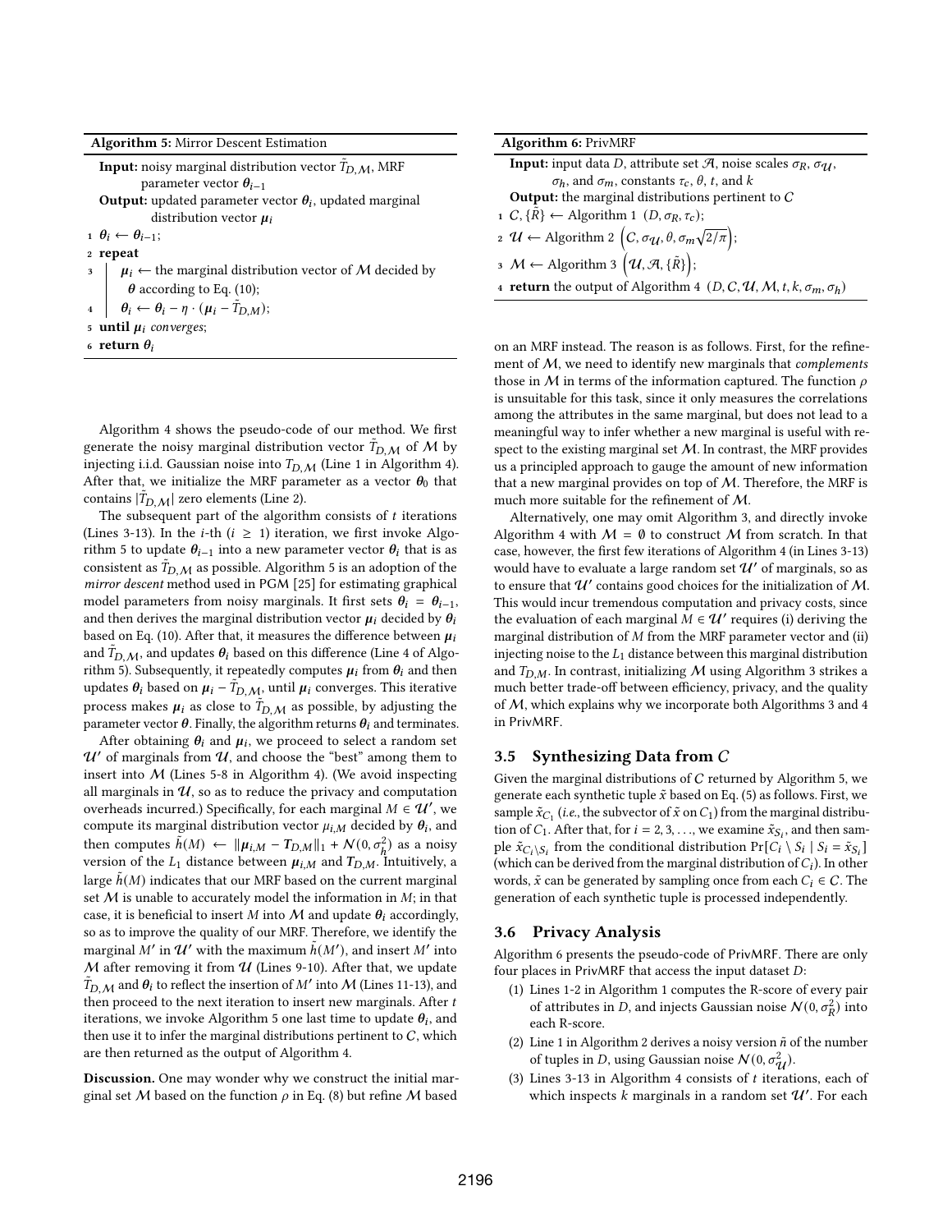**Algorithm 5:** Mirror Descent Estimation

**Input:** noisy marginal distribution vector $\tilde{T}_{D,\mathcal{M}}$, MRF parameter vector $\boldsymbol{\theta}_{i-1}$

**Output:** updated parameter vector $\boldsymbol{\theta}_i$, updated marginal distribution vector $\boldsymbol{\mu}_i$

1. $\boldsymbol{\theta}_i \leftarrow \boldsymbol{\theta}_{i-1}$;
2. **repeat**
3. $\quad \boldsymbol{\mu}_i \leftarrow$ the marginal distribution vector of $\mathcal{M}$ decided by $\boldsymbol{\theta}$ according to Eq. (10);
4. $\quad \boldsymbol{\theta}_i \leftarrow \boldsymbol{\theta}_i - \eta \cdot (\boldsymbol{\mu}_i - \tilde{T}_{D,M})$;
5. **until** $\boldsymbol{\mu}_i$ *converges*;
6. **return** $\boldsymbol{\theta}_i$

Algorithm 4 shows the pseudo-code of our method. We first generate the noisy marginal distribution vector $\tilde{T}_{D,\mathcal{M}}$ of $\mathcal{M}$ by injecting i.i.d. Gaussian noise into $T_{D,\mathcal{M}}$ (Line 1 in Algorithm 4). After that, we initialize the MRF parameter as a vector $\boldsymbol{\theta}_0$ that contains $|\tilde{T}_{D,\mathcal{M}}|$ zero elements (Line 2).

The subsequent part of the algorithm consists of $t$ iterations (Lines 3-13). In the $i$-th ($i \geq 1$) iteration, we first invoke Algorithm 5 to update $\boldsymbol{\theta}_{i-1}$ into a new parameter vector $\boldsymbol{\theta}_i$ that is as consistent as $\tilde{T}_{D,\mathcal{M}}$ as possible. Algorithm 5 is an adoption of the *mirror descent* method used in PGM [25] for estimating graphical model parameters from noisy marginals. It first sets $\boldsymbol{\theta}_i = \boldsymbol{\theta}_{i-1}$, and then derives the marginal distribution vector $\boldsymbol{\mu}_i$ decided by $\boldsymbol{\theta}_i$ based on Eq. (10). After that, it measures the difference between $\boldsymbol{\mu}_i$ and $\tilde{T}_{D,\mathcal{M}}$, and updates $\boldsymbol{\theta}_i$ based on this difference (Line 4 of Algorithm 5). Subsequently, it repeatedly computes $\boldsymbol{\mu}_i$ from $\boldsymbol{\theta}_i$ and then updates $\boldsymbol{\theta}_i$ based on $\boldsymbol{\mu}_i - \tilde{T}_{D,\mathcal{M}}$, until $\boldsymbol{\mu}_i$ converges. This iterative process makes $\boldsymbol{\mu}_i$ as close to $\tilde{T}_{D,\mathcal{M}}$ as possible, by adjusting the parameter vector $\boldsymbol{\theta}$. Finally, the algorithm returns $\boldsymbol{\theta}_i$ and terminates.

After obtaining $\boldsymbol{\theta}_i$ and $\boldsymbol{\mu}_i$, we proceed to select a random set $\mathcal{U}'$ of marginals from $\mathcal{U}$, and choose the "best" among them to insert into $\mathcal{M}$ (Lines 5-8 in Algorithm 4). (We avoid inspecting all marginals in $\mathcal{U}$, so as to reduce the privacy and computation overheads incurred.) Specifically, for each marginal $M \in \mathcal{U}'$, we compute its marginal distribution vector $\mu_{i,M}$ decided by $\boldsymbol{\theta}_i$, and then computes $\tilde{h}(M) \leftarrow \|\boldsymbol{\mu}_{i,M} - \boldsymbol{T}_{D,M}\|_1 + \mathcal{N}(0, \sigma_h^2)$ as a noisy version of the $L_1$ distance between $\boldsymbol{\mu}_{i,M}$ and $\boldsymbol{T}_{D,M}$. Intuitively, a large $\tilde{h}(M)$ indicates that our MRF based on the current marginal set $\mathcal{M}$ is unable to accurately model the information in $M$; in that case, it is beneficial to insert $M$ into $\mathcal{M}$ and update $\boldsymbol{\theta}_i$ accordingly, so as to improve the quality of our MRF. Therefore, we identify the marginal $M'$ in $\mathcal{U}'$ with the maximum $\tilde{h}(M')$, and insert $M'$ into $\mathcal{M}$ after removing it from $\mathcal{U}$ (Lines 9-10). After that, we update $\tilde{T}_{D,\mathcal{M}}$ and $\boldsymbol{\theta}_i$ to reflect the insertion of $M'$ into $\mathcal{M}$ (Lines 11-13), and then proceed to the next iteration to insert new marginals. After $t$ iterations, we invoke Algorithm 5 one last time to update $\boldsymbol{\theta}_i$, and then use it to infer the marginal distributions pertinent to $C$, which are then returned as the output of Algorithm 4.

**Discussion.** One may wonder why we construct the initial marginal set $\mathcal{M}$ based on the function $\rho$ in Eq. (8) but refine $\mathcal{M}$ based

**Algorithm 6:** PrivMRF

**Input:** input data $D$, attribute set $\mathcal{A}$, noise scales $\sigma_R$, $\sigma_\mathcal{U}$, $\sigma_h$, and $\sigma_m$, constants $\tau_c$, $\theta$, $t$, and $k$

**Output:** the marginal distributions pertinent to $C$

1. $C, \{\tilde{R}\} \leftarrow$ Algorithm 1 $(D, \sigma_R, \tau_c)$;
2. $\mathcal{U} \leftarrow$ Algorithm 2 $\left(C, \sigma_\mathcal{U}, \theta, \sigma_m\sqrt{2/\pi}\right)$;
3. $\mathcal{M} \leftarrow$ Algorithm 3 $\left(\mathcal{U}, \mathcal{A}, \{\tilde{R}\}\right)$;
4. **return** the output of Algorithm 4 $(D, C, \mathcal{U}, \mathcal{M}, t, k, \sigma_m, \sigma_h)$

on an MRF instead. The reason is as follows. First, for the refinement of $\mathcal{M}$, we need to identify new marginals that *complements* those in $\mathcal{M}$ in terms of the information captured. The function $\rho$ is unsuitable for this task, since it only measures the correlations among the attributes in the same marginal, but does not lead to a meaningful way to infer whether a new marginal is useful with respect to the existing marginal set $\mathcal{M}$. In contrast, the MRF provides us a principled approach to gauge the amount of new information that a new marginal provides on top of $\mathcal{M}$. Therefore, the MRF is much more suitable for the refinement of $\mathcal{M}$.

Alternatively, one may omit Algorithm 3, and directly invoke Algorithm 4 with $\mathcal{M} = \emptyset$ to construct $\mathcal{M}$ from scratch. In that case, however, the first few iterations of Algorithm 4 (in Lines 3-13) would have to evaluate a large random set $\mathcal{U}'$ of marginals, so as to ensure that $\mathcal{U}'$ contains good choices for the initialization of $\mathcal{M}$. This would incur tremendous computation and privacy costs, since the evaluation of each marginal $M \in \mathcal{U}'$ requires (i) deriving the marginal distribution of $M$ from the MRF parameter vector and (ii) injecting noise to the $L_1$ distance between this marginal distribution and $T_{D,M}$. In contrast, initializing $\mathcal{M}$ using Algorithm 3 strikes a much better trade-off between efficiency, privacy, and the quality of $\mathcal{M}$, which explains why we incorporate both Algorithms 3 and 4 in PrivMRF.

### 3.5 Synthesizing Data from $C$

Given the marginal distributions of $C$ returned by Algorithm 5, we generate each synthetic tuple $\tilde{x}$ based on Eq. (5) as follows. First, we sample $\tilde{x}_{C_1}$ (*i.e.*, the subvector of $\tilde{x}$ on $C_1$) from the marginal distribution of $C_1$. After that, for $i = 2, 3, \ldots$, we examine $\tilde{x}_{S_i}$, and then sample $\tilde{x}_{C_i \setminus S_i}$ from the conditional distribution $\Pr[C_i \setminus S_i \mid S_i = \tilde{x}_{S_i}]$ (which can be derived from the marginal distribution of $C_i$). In other words, $\tilde{x}$ can be generated by sampling once from each $C_i \in C$. The generation of each synthetic tuple is processed independently.

### 3.6 Privacy Analysis

Algorithm 6 presents the pseudo-code of PrivMRF. There are only four places in PrivMRF that access the input dataset $D$:

(1) Lines 1-2 in Algorithm 1 computes the R-score of every pair of attributes in $D$, and injects Gaussian noise $\mathcal{N}(0, \sigma_R^2)$ into each R-score.

(2) Line 1 in Algorithm 2 derives a noisy version $\tilde{n}$ of the number of tuples in $D$, using Gaussian noise $\mathcal{N}(0, \sigma_\mathcal{U}^2)$.

(3) Lines 3-13 in Algorithm 4 consists of $t$ iterations, each of which inspects $k$ marginals in a random set $\mathcal{U}'$. For each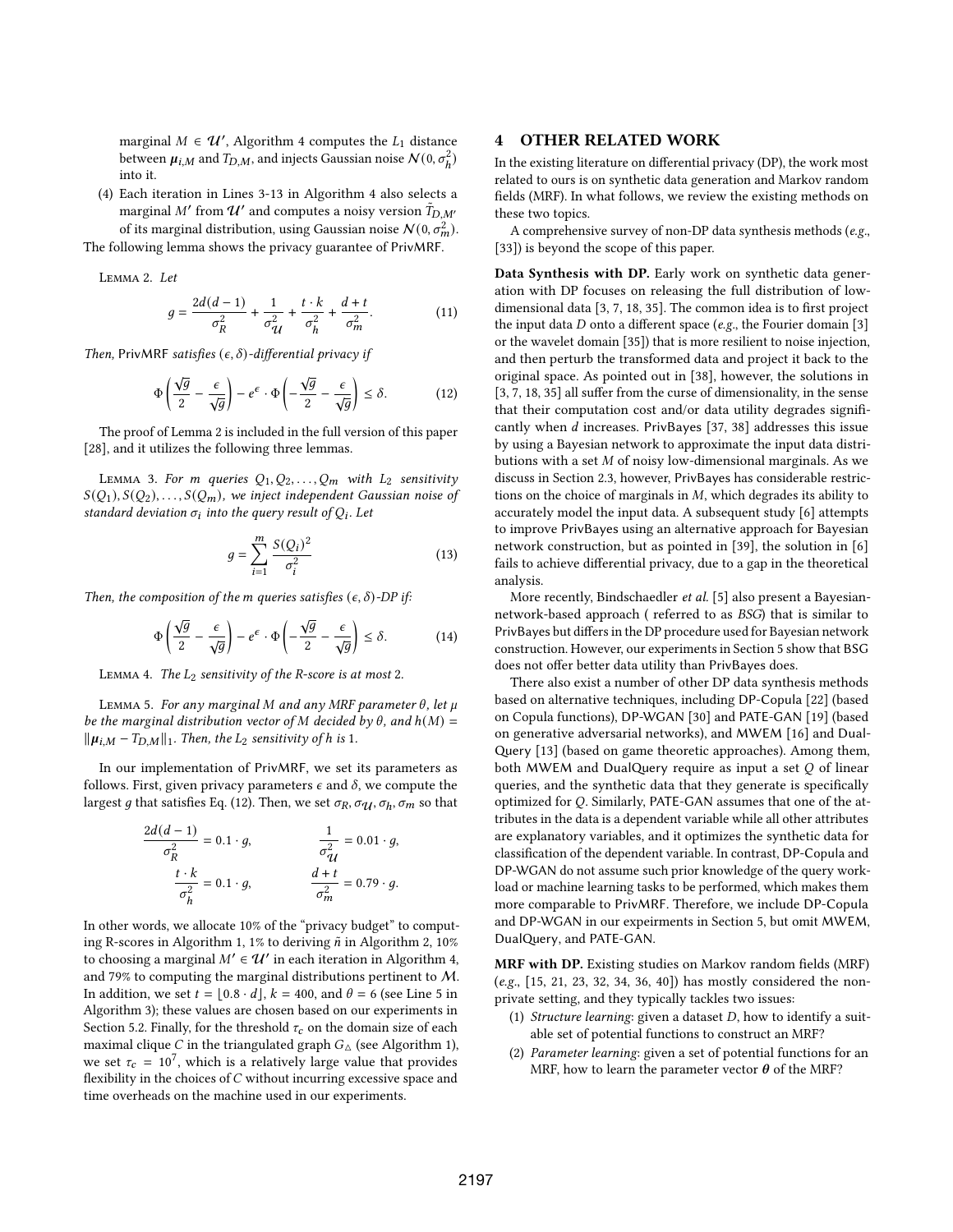marginal $M \in \mathcal{U}'$, Algorithm 4 computes the $L_1$ distance between $\boldsymbol{\mu}_{i,M}$ and $T_{D,M}$, and injects Gaussian noise $\mathcal{N}(0, \sigma_h^2)$ into it.

(4) Each iteration in Lines 3-13 in Algorithm 4 also selects a marginal $M'$ from $\mathcal{U}'$ and computes a noisy version $\tilde{T}_{D,M'}$ of its marginal distribution, using Gaussian noise $\mathcal{N}(0, \sigma_m^2)$.

The following lemma shows the privacy guarantee of PrivMRF.

Lemma 2. *Let*

$$g = \frac{2d(d-1)}{\sigma_R^2} + \frac{1}{\sigma_{\mathcal{U}}^2} + \frac{t \cdot k}{\sigma_h^2} + \frac{d+t}{\sigma_m^2}. \tag{11}$$

*Then,* PrivMRF *satisfies* $(\epsilon, \delta)$*-differential privacy if*

$$\Phi\left(\frac{\sqrt{g}}{2} - \frac{\epsilon}{\sqrt{g}}\right) - e^{\epsilon} \cdot \Phi\left(-\frac{\sqrt{g}}{2} - \frac{\epsilon}{\sqrt{g}}\right) \leq \delta. \tag{12}$$

The proof of Lemma 2 is included in the full version of this paper [28], and it utilizes the following three lemmas.

Lemma 3. *For $m$ queries $Q_1, Q_2, \ldots, Q_m$ with $L_2$ sensitivity $S(Q_1), S(Q_2), \ldots, S(Q_m)$, we inject independent Gaussian noise of standard deviation $\sigma_i$ into the query result of $Q_i$. Let*

$$g = \sum_{i=1}^{m} \frac{S(Q_i)^2}{\sigma_i^2} \tag{13}$$

*Then, the composition of the m queries satisfies $(\epsilon, \delta)$-DP if:*

$$\Phi\left(\frac{\sqrt{g}}{2} - \frac{\epsilon}{\sqrt{g}}\right) - e^{\epsilon} \cdot \Phi\left(-\frac{\sqrt{g}}{2} - \frac{\epsilon}{\sqrt{g}}\right) \leq \delta. \tag{14}$$

Lemma 4. *The $L_2$ sensitivity of the R-score is at most 2.*

Lemma 5. *For any marginal $M$ and any MRF parameter $\theta$, let $\mu$ be the marginal distribution vector of $M$ decided by $\theta$, and $h(M) = \|\boldsymbol{\mu}_{i,M} - T_{D,M}\|_1$. Then, the $L_2$ sensitivity of $h$ is 1.*

In our implementation of PrivMRF, we set its parameters as follows. First, given privacy parameters $\epsilon$ and $\delta$, we compute the largest $g$ that satisfies Eq. (12). Then, we set $\sigma_R, \sigma_{\mathcal{U}}, \sigma_h, \sigma_m$ so that

$$\frac{2d(d-1)}{\sigma_R^2} = 0.1 \cdot g, \qquad \frac{1}{\sigma_{\mathcal{U}}^2} = 0.01 \cdot g,$$

$$\frac{t \cdot k}{\sigma_h^2} = 0.1 \cdot g, \qquad \frac{d+t}{\sigma_m^2} = 0.79 \cdot g.$$

In other words, we allocate 10% of the "privacy budget" to computing R-scores in Algorithm 1, 1% to deriving $\tilde{n}$ in Algorithm 2, 10% to choosing a marginal $M' \in \mathcal{U}'$ in each iteration in Algorithm 4, and 79% to computing the marginal distributions pertinent to $\mathcal{M}$. In addition, we set $t = \lfloor 0.8 \cdot d \rfloor$, $k = 400$, and $\theta = 6$ (see Line 5 in Algorithm 3); these values are chosen based on our experiments in Section 5.2. Finally, for the threshold $\tau_c$ on the domain size of each maximal clique $C$ in the triangulated graph $G_\triangle$ (see Algorithm 1), we set $\tau_c = 10^7$, which is a relatively large value that provides flexibility in the choices of $C$ without incurring excessive space and time overheads on the machine used in our experiments.

## 4 OTHER RELATED WORK

In the existing literature on differential privacy (DP), the work most related to ours is on synthetic data generation and Markov random fields (MRF). In what follows, we review the existing methods on these two topics.

A comprehensive survey of non-DP data synthesis methods (*e.g.*, [33]) is beyond the scope of this paper.

**Data Synthesis with DP.** Early work on synthetic data generation with DP focuses on releasing the full distribution of low-dimensional data [3, 7, 18, 35]. The common idea is to first project the input data $D$ onto a different space (*e.g.*, the Fourier domain [3] or the wavelet domain [35]) that is more resilient to noise injection, and then perturb the transformed data and project it back to the original space. As pointed out in [38], however, the solutions in [3, 7, 18, 35] all suffer from the curse of dimensionality, in the sense that their computation cost and/or data utility degrades significantly when $d$ increases. PrivBayes [37, 38] addresses this issue by using a Bayesian network to approximate the input data distributions with a set $M$ of noisy low-dimensional marginals. As we discuss in Section 2.3, however, PrivBayes has considerable restrictions on the choice of marginals in $M$, which degrades its ability to accurately model the input data. A subsequent study [6] attempts to improve PrivBayes using an alternative approach for Bayesian network construction, but as pointed in [39], the solution in [6] fails to achieve differential privacy, due to a gap in the theoretical analysis.

More recently, Bindschaedler *et al.* [5] also present a Bayesian-network-based approach ( referred to as *BSG*) that is similar to PrivBayes but differs in the DP procedure used for Bayesian network construction. However, our experiments in Section 5 show that BSG does not offer better data utility than PrivBayes does.

There also exist a number of other DP data synthesis methods based on alternative techniques, including DP-Copula [22] (based on Copula functions), DP-WGAN [30] and PATE-GAN [19] (based on generative adversarial networks), and MWEM [16] and DualQuery [13] (based on game theoretic approaches). Among them, both MWEM and DualQuery require as input a set $Q$ of linear queries, and the synthetic data that they generate is specifically optimized for $Q$. Similarly, PATE-GAN assumes that one of the attributes in the data is a dependent variable while all other attributes are explanatory variables, and it optimizes the synthetic data for classification of the dependent variable. In contrast, DP-Copula and DP-WGAN do not assume such prior knowledge of the query workload or machine learning tasks to be performed, which makes them more comparable to PrivMRF. Therefore, we include DP-Copula and DP-WGAN in our expeirments in Section 5, but omit MWEM, DualQuery, and PATE-GAN.

**MRF with DP.** Existing studies on Markov random fields (MRF) (*e.g.*, [15, 21, 23, 32, 34, 36, 40]) has mostly considered the non-private setting, and they typically tackles two issues:

(1) *Structure learning*: given a dataset $D$, how to identify a suitable set of potential functions to construct an MRF?
(2) *Parameter learning*: given a set of potential functions for an MRF, how to learn the parameter vector $\boldsymbol{\theta}$ of the MRF?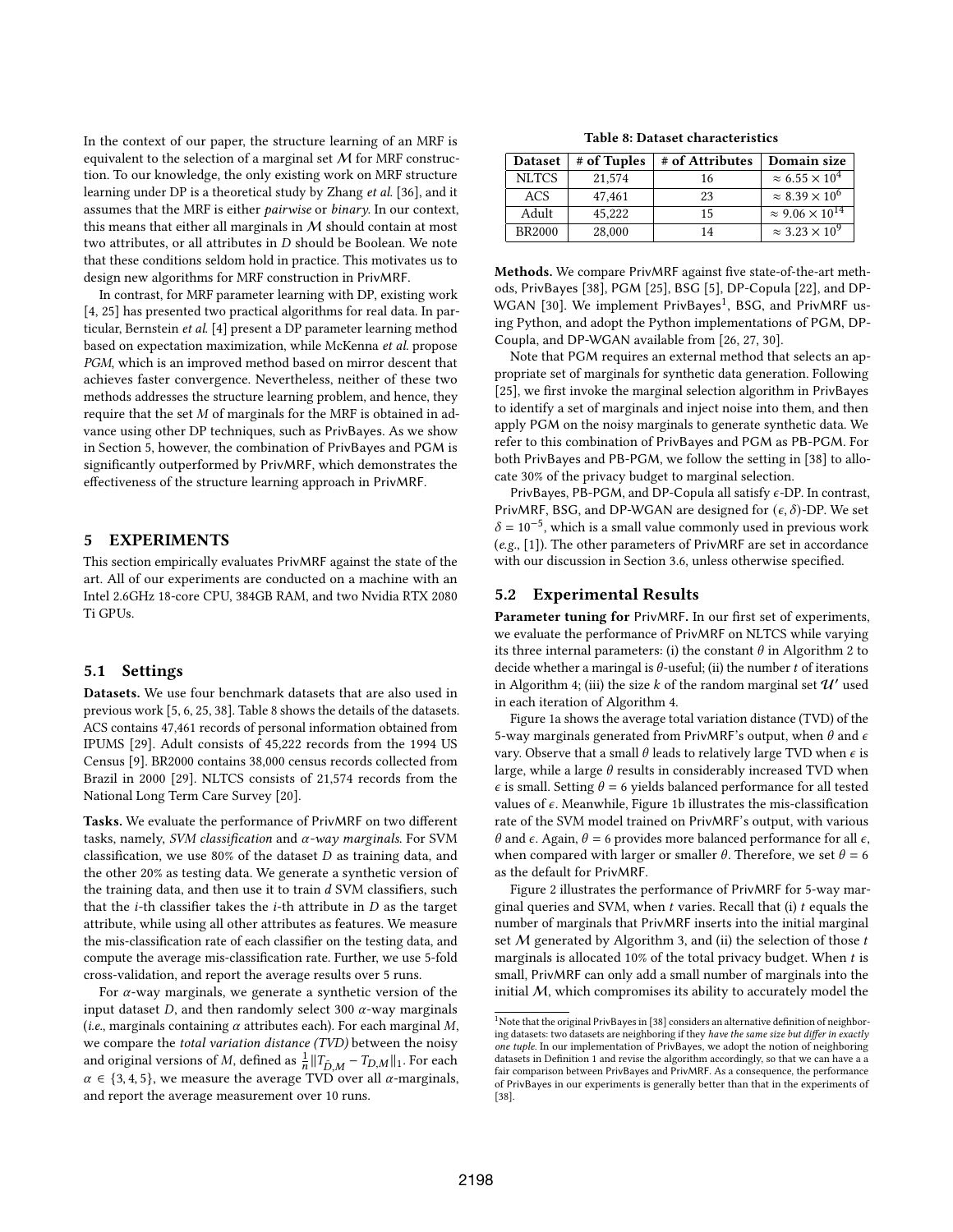In the context of our paper, the structure learning of an MRF is equivalent to the selection of a marginal set $\mathcal{M}$ for MRF construction. To our knowledge, the only existing work on MRF structure learning under DP is a theoretical study by Zhang *et al.* [36], and it assumes that the MRF is either *pairwise* or *binary*. In our context, this means that either all marginals in $\mathcal{M}$ should contain at most two attributes, or all attributes in $D$ should be Boolean. We note that these conditions seldom hold in practice. This motivates us to design new algorithms for MRF construction in PrivMRF.

In contrast, for MRF parameter learning with DP, existing work [4, 25] has presented two practical algorithms for real data. In particular, Bernstein *et al.* [4] present a DP parameter learning method based on expectation maximization, while McKenna *et al.* propose *PGM*, which is an improved method based on mirror descent that achieves faster convergence. Nevertheless, neither of these two methods addresses the structure learning problem, and hence, they require that the set $M$ of marginals for the MRF is obtained in advance using other DP techniques, such as PrivBayes. As we show in Section 5, however, the combination of PrivBayes and PGM is significantly outperformed by PrivMRF, which demonstrates the effectiveness of the structure learning approach in PrivMRF.

## 5 EXPERIMENTS

This section empirically evaluates PrivMRF against the state of the art. All of our experiments are conducted on a machine with an Intel 2.6GHz 18-core CPU, 384GB RAM, and two Nvidia RTX 2080 Ti GPUs.

### 5.1 Settings

**Datasets.** We use four benchmark datasets that are also used in previous work [5, 6, 25, 38]. Table 8 shows the details of the datasets. ACS contains 47,461 records of personal information obtained from IPUMS [29]. Adult consists of 45,222 records from the 1994 US Census [9]. BR2000 contains 38,000 census records collected from Brazil in 2000 [29]. NLTCS consists of 21,574 records from the National Long Term Care Survey [20].

**Tasks.** We evaluate the performance of PrivMRF on two different tasks, namely, *SVM classification* and *$\alpha$-way marginals*. For SVM classification, we use 80% of the dataset $D$ as training data, and the other 20% as testing data. We generate a synthetic version of the training data, and then use it to train $d$ SVM classifiers, such that the $i$-th classifier takes the $i$-th attribute in $D$ as the target attribute, while using all other attributes as features. We measure the mis-classification rate of each classifier on the testing data, and compute the average mis-classification rate. Further, we use 5-fold cross-validation, and report the average results over 5 runs.

For $\alpha$-way marginals, we generate a synthetic version of the input dataset $D$, and then randomly select 300 $\alpha$-way marginals (*i.e.*, marginals containing $\alpha$ attributes each). For each marginal $M$, we compare the *total variation distance (TVD)* between the noisy and original versions of $M$, defined as $\frac{1}{n}\|T_{\hat{D},M} - T_{D,M}\|_1$. For each $\alpha \in \{3, 4, 5\}$, we measure the average TVD over all $\alpha$-marginals, and report the average measurement over 10 runs.

**Table 8: Dataset characteristics**

| Dataset | # of Tuples | # of Attributes | Domain size |
|---|---|---|---|
| NLTCS | 21,574 | 16 | $\approx 6.55 \times 10^4$ |
| ACS | 47,461 | 23 | $\approx 8.39 \times 10^6$ |
| Adult | 45,222 | 15 | $\approx 9.06 \times 10^{14}$ |
| BR2000 | 28,000 | 14 | $\approx 3.23 \times 10^9$ |

**Methods.** We compare PrivMRF against five state-of-the-art methods, PrivBayes [38], PGM [25], BSG [5], DP-Copula [22], and DP-WGAN [30]. We implement PrivBayes[1], BSG, and PrivMRF using Python, and adopt the Python implementations of PGM, DP-Coupla, and DP-WGAN available from [26, 27, 30].

Note that PGM requires an external method that selects an appropriate set of marginals for synthetic data generation. Following [25], we first invoke the marginal selection algorithm in PrivBayes to identify a set of marginals and inject noise into them, and then apply PGM on the noisy marginals to generate synthetic data. We refer to this combination of PrivBayes and PGM as PB-PGM. For both PrivBayes and PB-PGM, we follow the setting in [38] to allocate 30% of the privacy budget to marginal selection.

PrivBayes, PB-PGM, and DP-Copula all satisfy $\epsilon$-DP. In contrast, PrivMRF, BSG, and DP-WGAN are designed for $(\epsilon, \delta)$-DP. We set $\delta = 10^{-5}$, which is a small value commonly used in previous work (*e.g.*, [1]). The other parameters of PrivMRF are set in accordance with our discussion in Section 3.6, unless otherwise specified.

### 5.2 Experimental Results

**Parameter tuning for PrivMRF.** In our first set of experiments, we evaluate the performance of PrivMRF on NLTCS while varying its three internal parameters: (i) the constant $\theta$ in Algorithm 2 to decide whether a maringal is $\theta$-useful; (ii) the number $t$ of iterations in Algorithm 4; (iii) the size $k$ of the random marginal set $\mathcal{U}'$ used in each iteration of Algorithm 4.

Figure 1a shows the average total variation distance (TVD) of the 5-way marginals generated from PrivMRF's output, when $\theta$ and $\epsilon$ vary. Observe that a small $\theta$ leads to relatively large TVD when $\epsilon$ is large, while a large $\theta$ results in considerably increased TVD when $\epsilon$ is small. Setting $\theta = 6$ yields balanced performance for all tested values of $\epsilon$. Meanwhile, Figure 1b illustrates the mis-classification rate of the SVM model trained on PrivMRF's output, with various $\theta$ and $\epsilon$. Again, $\theta = 6$ provides more balanced performance for all $\epsilon$, when compared with larger or smaller $\theta$. Therefore, we set $\theta = 6$ as the default for PrivMRF.

Figure 2 illustrates the performance of PrivMRF for 5-way marginal queries and SVM, when $t$ varies. Recall that (i) $t$ equals the number of marginals that PrivMRF inserts into the initial marginal set $\mathcal{M}$ generated by Algorithm 3, and (ii) the selection of those $t$ marginals is allocated 10% of the total privacy budget. When $t$ is small, PrivMRF can only add a small number of marginals into the initial $\mathcal{M}$, which compromises its ability to accurately model the

[1] Note that the original PrivBayes in [38] considers an alternative definition of neighboring datasets: two datasets are neighboring if they *have the same size but differ in exactly one tuple*. In our implementation of PrivBayes, we adopt the notion of neighboring datasets in Definition 1 and revise the algorithm accordingly, so that we can have a a fair comparison between PrivBayes and PrivMRF. As a consequence, the performance of PrivBayes in our experiments is generally better than that in the experiments of [38].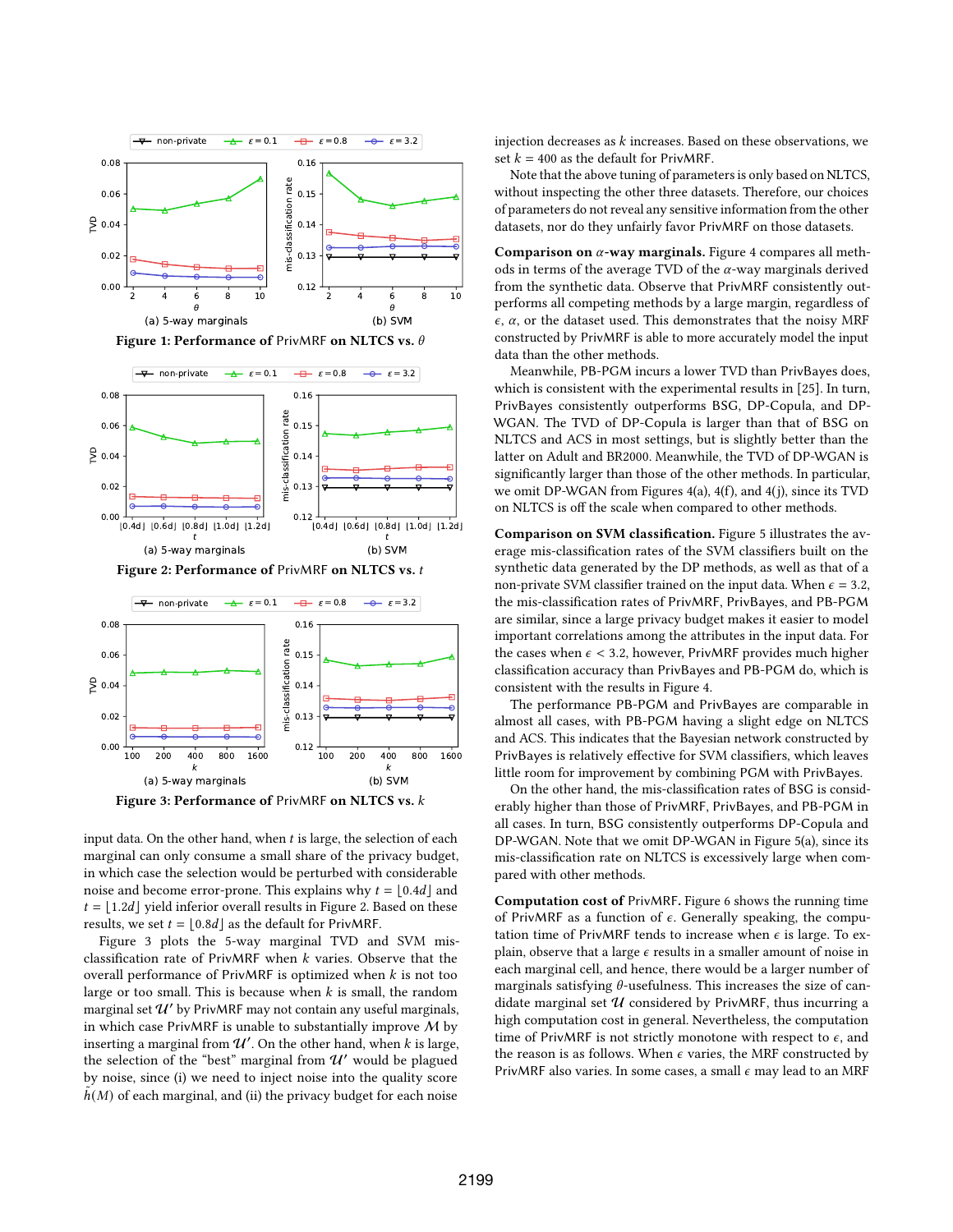Figure 1: Performance of PrivMRF on NLTCS vs. $\theta$

Figure 2: Performance of PrivMRF on NLTCS vs. $t$

Figure 3: Performance of PrivMRF on NLTCS vs. $k$

input data. On the other hand, when $t$ is large, the selection of each marginal can only consume a small share of the privacy budget, in which case the selection would be perturbed with considerable noise and become error-prone. This explains why $t = \lfloor 0.4d \rfloor$ and $t = \lfloor 1.2d \rfloor$ yield inferior overall results in Figure 2. Based on these results, we set $t = \lfloor 0.8d \rfloor$ as the default for PrivMRF.

Figure 3 plots the 5-way marginal TVD and SVM misclassification rate of PrivMRF when $k$ varies. Observe that the overall performance of PrivMRF is optimized when $k$ is not too large or too small. This is because when $k$ is small, the random marginal set $\mathcal{U}'$ by PrivMRF may not contain any useful marginals, in which case PrivMRF is unable to substantially improve $\mathcal{M}$ by inserting a marginal from $\mathcal{U}'$. On the other hand, when $k$ is large, the selection of the "best" marginal from $\mathcal{U}'$ would be plagued by noise, since (i) we need to inject noise into the quality score $\tilde{h}(M)$ of each marginal, and (ii) the privacy budget for each noise injection decreases as $k$ increases. Based on these observations, we set $k = 400$ as the default for PrivMRF.

Note that the above tuning of parameters is only based on NLTCS, without inspecting the other three datasets. Therefore, our choices of parameters do not reveal any sensitive information from the other datasets, nor do they unfairly favor PrivMRF on those datasets.

**Comparison on $\alpha$-way marginals.** Figure 4 compares all methods in terms of the average TVD of the $\alpha$-way marginals derived from the synthetic data. Observe that PrivMRF consistently outperforms all competing methods by a large margin, regardless of $\epsilon$, $\alpha$, or the dataset used. This demonstrates that the noisy MRF constructed by PrivMRF is able to more accurately model the input data than the other methods.

Meanwhile, PB-PGM incurs a lower TVD than PrivBayes does, which is consistent with the experimental results in [25]. In turn, PrivBayes consistently outperforms BSG, DP-Copula, and DP-WGAN. The TVD of DP-Copula is larger than that of BSG on NLTCS and ACS in most settings, but is slightly better than the latter on Adult and BR2000. Meanwhile, the TVD of DP-WGAN is significantly larger than those of the other methods. In particular, we omit DP-WGAN from Figures 4(a), 4(f), and 4(j), since its TVD on NLTCS is off the scale when compared to other methods.

**Comparison on SVM classification.** Figure 5 illustrates the average mis-classification rates of the SVM classifiers built on the synthetic data generated by the DP methods, as well as that of a non-private SVM classifier trained on the input data. When $\epsilon = 3.2$, the mis-classification rates of PrivMRF, PrivBayes, and PB-PGM are similar, since a large privacy budget makes it easier to model important correlations among the attributes in the input data. For the cases when $\epsilon < 3.2$, however, PrivMRF provides much higher classification accuracy than PrivBayes and PB-PGM do, which is consistent with the results in Figure 4.

The performance PB-PGM and PrivBayes are comparable in almost all cases, with PB-PGM having a slight edge on NLTCS and ACS. This indicates that the Bayesian network constructed by PrivBayes is relatively effective for SVM classifiers, which leaves little room for improvement by combining PGM with PrivBayes.

On the other hand, the mis-classification rates of BSG is considerably higher than those of PrivMRF, PrivBayes, and PB-PGM in all cases. In turn, BSG consistently outperforms DP-Copula and DP-WGAN. Note that we omit DP-WGAN in Figure 5(a), since its mis-classification rate on NLTCS is excessively large when compared with other methods.

**Computation cost of PrivMRF.** Figure 6 shows the running time of PrivMRF as a function of $\epsilon$. Generally speaking, the computation time of PrivMRF tends to increase when $\epsilon$ is large. To explain, observe that a large $\epsilon$ results in a smaller amount of noise in each marginal cell, and hence, there would be a larger number of marginals satisfying $\theta$-usefulness. This increases the size of candidate marginal set $\mathcal{U}$ considered by PrivMRF, thus incurring a high computation cost in general. Nevertheless, the computation time of PrivMRF is not strictly monotone with respect to $\epsilon$, and the reason is as follows. When $\epsilon$ varies, the MRF constructed by PrivMRF also varies. In some cases, a small $\epsilon$ may lead to an MRF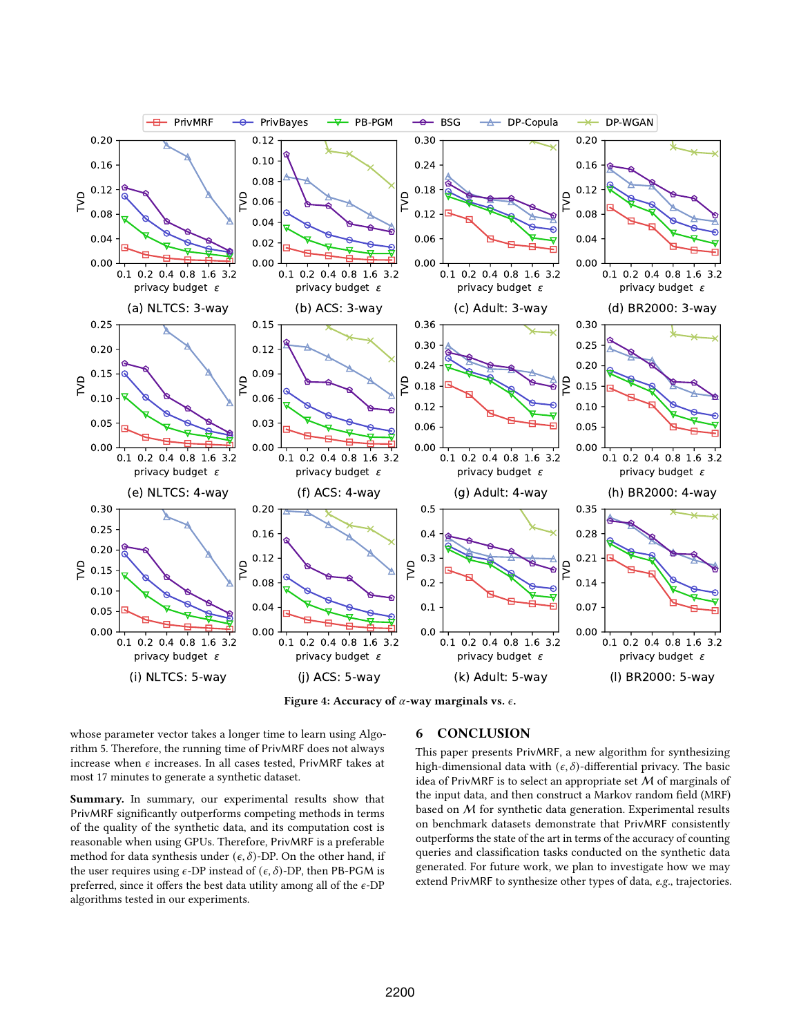Figure 4: Accuracy of $\alpha$-way marginals vs. $\epsilon$.

whose parameter vector takes a longer time to learn using Algorithm 5. Therefore, the running time of PrivMRF does not always increase when $\epsilon$ increases. In all cases tested, PrivMRF takes at most 17 minutes to generate a synthetic dataset.

**Summary.** In summary, our experimental results show that PrivMRF significantly outperforms competing methods in terms of the quality of the synthetic data, and its computation cost is reasonable when using GPUs. Therefore, PrivMRF is a preferable method for data synthesis under $(\epsilon, \delta)$-DP. On the other hand, if the user requires using $\epsilon$-DP instead of $(\epsilon, \delta)$-DP, then PB-PGM is preferred, since it offers the best data utility among all of the $\epsilon$-DP algorithms tested in our experiments.

# 6 CONCLUSION

This paper presents PrivMRF, a new algorithm for synthesizing high-dimensional data with $(\epsilon, \delta)$-differential privacy. The basic idea of PrivMRF is to select an appropriate set $\mathcal{M}$ of marginals of the input data, and then construct a Markov random field (MRF) based on $\mathcal{M}$ for synthetic data generation. Experimental results on benchmark datasets demonstrate that PrivMRF consistently outperforms the state of the art in terms of the accuracy of counting queries and classification tasks conducted on the synthetic data generated. For future work, we plan to investigate how we may extend PrivMRF to synthesize other types of data, *e.g.*, trajectories.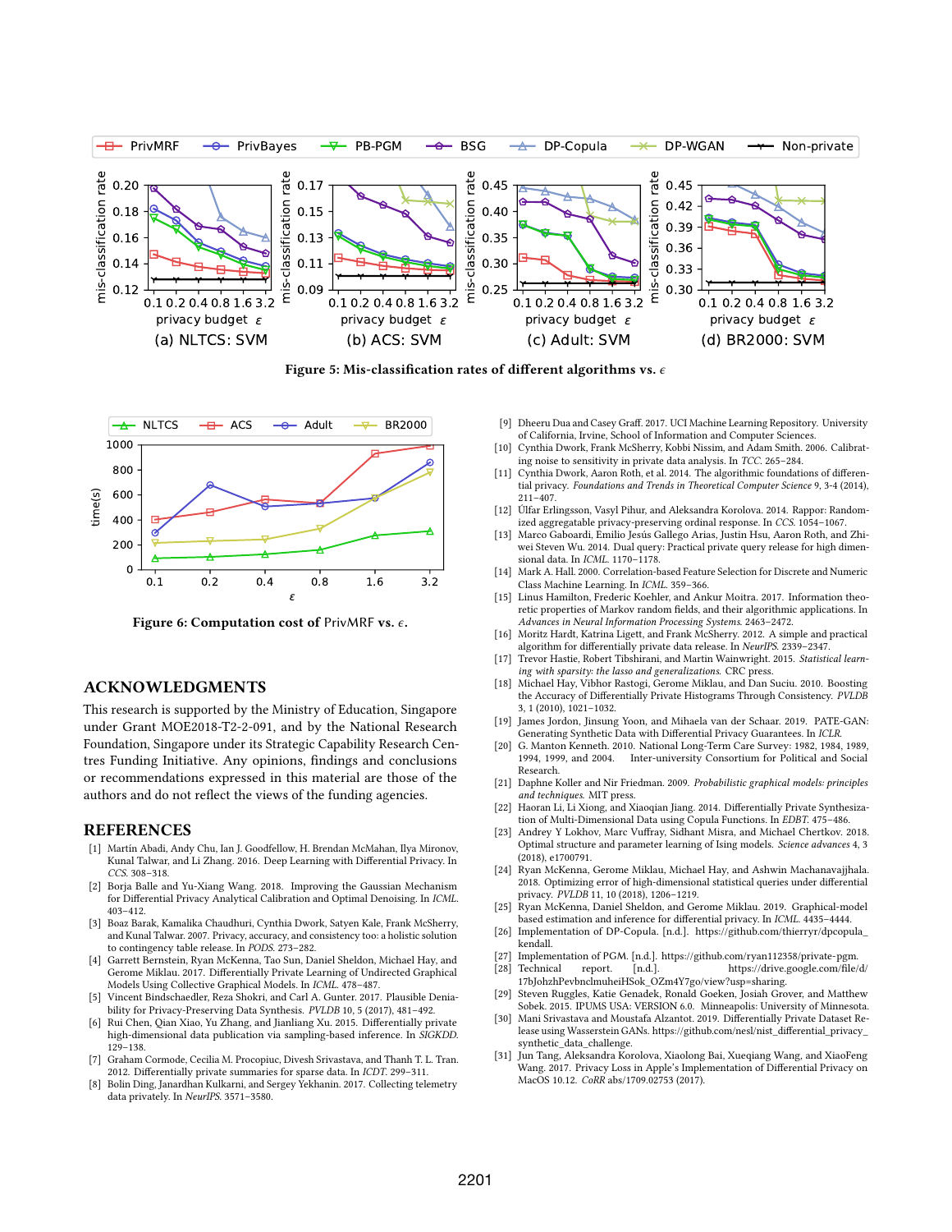Figure 5: Mis-classification rates of different algorithms vs. $\epsilon$

Figure 6: Computation cost of PrivMRF vs. $\epsilon$.

## ACKNOWLEDGMENTS

This research is supported by the Ministry of Education, Singapore under Grant MOE2018-T2-2-091, and by the National Research Foundation, Singapore under its Strategic Capability Research Centres Funding Initiative. Any opinions, findings and conclusions or recommendations expressed in this material are those of the authors and do not reflect the views of the funding agencies.

## REFERENCES

[1] Martín Abadi, Andy Chu, Ian J. Goodfellow, H. Brendan McMahan, Ilya Mironov, Kunal Talwar, and Li Zhang. 2016. Deep Learning with Differential Privacy. In *CCS*. 308–318.

[2] Borja Balle and Yu-Xiang Wang. 2018. Improving the Gaussian Mechanism for Differential Privacy: Analytical Calibration and Optimal Denoising. In *ICML*. 403–412.

[3] Boaz Barak, Kamalika Chaudhuri, Cynthia Dwork, Satyen Kale, Frank McSherry, and Kunal Talwar. 2007. Privacy, accuracy, and consistency too: a holistic solution to contingency table release. In *PODS*. 273–282.

[4] Garrett Bernstein, Ryan McKenna, Tao Sun, Daniel Sheldon, Michael Hay, and Gerome Miklau. 2017. Differentially Private Learning of Undirected Graphical Models Using Collective Graphical Models. In *ICML*. 478–487.

[5] Vincent Bindschaedler, Reza Shokri, and Carl A. Gunter. 2017. Plausible Deniability for Privacy-Preserving Data Synthesis. *PVLDB* 10, 5 (2017), 481–492.

[6] Rui Chen, Qian Xiao, Yu Zhang, and Jianliang Xu. 2015. Differentially private high-dimensional data publication via sampling-based inference. In *SIGKDD*. 129–138.

[7] Graham Cormode, Cecilia M. Procopiuc, Divesh Srivastava, and Thanh T. L. Tran. 2012. Differentially private summaries for sparse data. In *ICDT*. 299–311.

[8] Bolin Ding, Janardhan Kulkarni, and Sergey Yekhanin. 2017. Collecting telemetry data privately. In *NeurIPS*. 3571–3580.

[9] Dheeru Dua and Casey Graff. 2017. UCI Machine Learning Repository. University of California, Irvine, School of Information and Computer Sciences.

[10] Cynthia Dwork, Frank McSherry, Kobbi Nissim, and Adam Smith. 2006. Calibrating noise to sensitivity in private data analysis. In *TCC*. 265–284.

[11] Cynthia Dwork, Aaron Roth, et al. 2014. The algorithmic foundations of differential privacy. *Foundations and Trends in Theoretical Computer Science* 9, 3-4 (2014), 211–407.

[12] Úlfar Erlingsson, Vasyl Pihur, and Aleksandra Korolova. 2014. Rappor: Randomized aggregatable privacy-preserving ordinal response. In *CCS*. 1054–1067.

[13] Marco Gaboardi, Emilio Jesús Gallego Arias, Justin Hsu, Aaron Roth, and Zhiwei Steven Wu. 2014. Dual query: Practical private query release for high dimensional data. In *ICML*. 1170–1178.

[14] Mark A. Hall. 2000. Correlation-based Feature Selection for Discrete and Numeric Class Machine Learning. In *ICML*. 359–366.

[15] Linus Hamilton, Frederic Koehler, and Ankur Moitra. 2017. Information theoretic properties of Markov random fields, and their algorithmic applications. In *Advances in Neural Information Processing Systems*. 2463–2472.

[16] Moritz Hardt, Katrina Ligett, and Frank McSherry. 2012. A simple and practical algorithm for differentially private data release. In *NeurIPS*. 2339–2347.

[17] Trevor Hastie, Robert Tibshirani, and Martin Wainwright. 2015. *Statistical learning with sparsity: the lasso and generalizations*. CRC press.

[18] Michael Hay, Vibhor Rastogi, Gerome Miklau, and Dan Suciu. 2010. Boosting the Accuracy of Differentially Private Histograms Through Consistency. *PVLDB* 3, 1 (2010), 1021–1032.

[19] James Jordon, Jinsung Yoon, and Mihaela van der Schaar. 2019. PATE-GAN: Generating Synthetic Data with Differential Privacy Guarantees. In *ICLR*.

[20] G. Manton Kenneth. 2010. National Long-Term Care Survey: 1982, 1984, 1989, 1994, 1999, and 2004. Inter-university Consortium for Political and Social Research.

[21] Daphne Koller and Nir Friedman. 2009. *Probabilistic graphical models: principles and techniques*. MIT press.

[22] Haoran Li, Li Xiong, and Xiaoqian Jiang. 2014. Differentially Private Synthesization of Multi-Dimensional Data using Copula Functions. In *EDBT*. 475–486.

[23] Andrey Y Lokhov, Marc Vuffray, Sidhant Misra, and Michael Chertkov. 2018. Optimal structure and parameter learning of Ising models. *Science advances* 4, 3 (2018), e1700791.

[24] Ryan McKenna, Gerome Miklau, Michael Hay, and Ashwin Machanavajjhala. 2018. Optimizing error of high-dimensional statistical queries under differential privacy. *PVLDB* 11, 10 (2018), 1206–1219.

[25] Ryan McKenna, Daniel Sheldon, and Gerome Miklau. 2019. Graphical-model based estimation and inference for differential privacy. In *ICML*. 4435–4444.

[26] Implementation of DP-Copula. [n.d.]. https://github.com/thierryr/dpcopula_kendall.

[27] Implementation of PGM. [n.d.]. https://github.com/ryan112358/private-pgm.

[28] Technical report. [n.d.]. https://drive.google.com/file/d/17bJohzhPevbnclmuheiHSok_OZm4Y7go/view?usp=sharing.

[29] Steven Ruggles, Katie Genadek, Ronald Goeken, Josiah Grover, and Matthew Sobek. 2015. IPUMS USA: VERSION 6.0. Minneapolis: University of Minnesota.

[30] Mani Srivastava and Moustafa Alzantot. 2019. Differentially Private Dataset Release using Wasserstein GANs. https://github.com/nesl/nist_differential_privacy_synthetic_data_challenge.

[31] Jun Tang, Aleksandra Korolova, Xiaolong Bai, Xueqiang Wang, and XiaoFeng Wang. 2017. Privacy Loss in Apple's Implementation of Differential Privacy on MacOS 10.12. *CoRR* abs/1709.02753 (2017).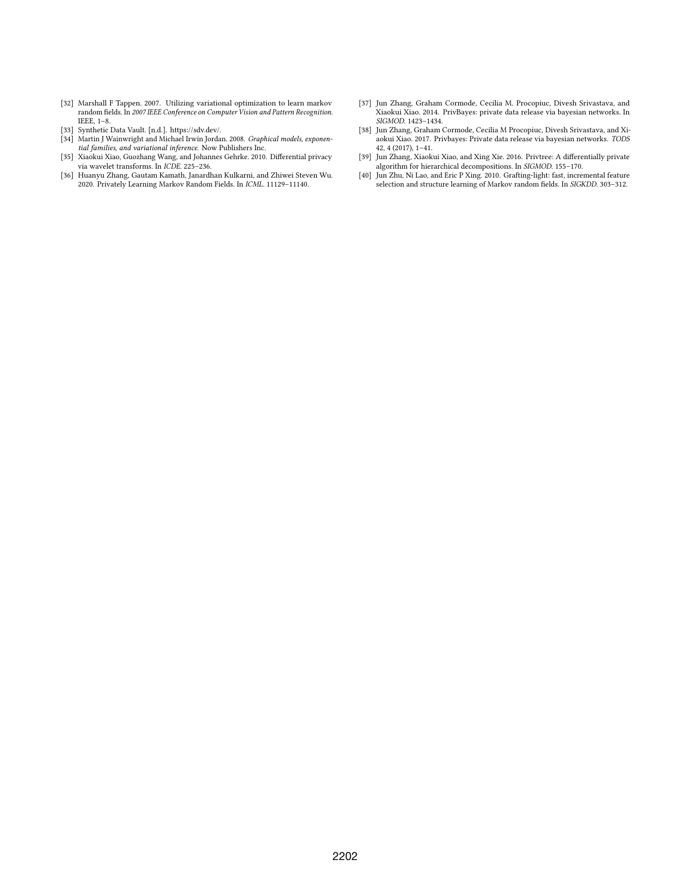[32] Marshall F Tappen. 2007. Utilizing variational optimization to learn markov random fields. In *2007 IEEE Conference on Computer Vision and Pattern Recognition*. IEEE, 1–8.

[33] Synthetic Data Vault. [n.d.]. https://sdv.dev/.

[34] Martin J Wainwright and Michael Irwin Jordan. 2008. *Graphical models, exponential families, and variational inference.* Now Publishers Inc.

[35] Xiaokui Xiao, Guozhang Wang, and Johannes Gehrke. 2010. Differential privacy via wavelet transforms. In *ICDE*. 225–236.

[36] Huanyu Zhang, Gautam Kamath, Janardhan Kulkarni, and Zhiwei Steven Wu. 2020. Privately Learning Markov Random Fields. In *ICML*. 11129–11140.

[37] Jun Zhang, Graham Cormode, Cecilia M. Procopiuc, Divesh Srivastava, and Xiaokui Xiao. 2014. PrivBayes: private data release via bayesian networks. In *SIGMOD*. 1423–1434.

[38] Jun Zhang, Graham Cormode, Cecilia M Procopiuc, Divesh Srivastava, and Xiaokui Xiao. 2017. Privbayes: Private data release via bayesian networks. *TODS* 42, 4 (2017), 1–41.

[39] Jun Zhang, Xiaokui Xiao, and Xing Xie. 2016. Privtree: A differentially private algorithm for hierarchical decompositions. In *SIGMOD*. 155–170.

[40] Jun Zhu, Ni Lao, and Eric P Xing. 2010. Grafting-light: fast, incremental feature selection and structure learning of Markov random fields. In *SIGKDD*. 303–312.